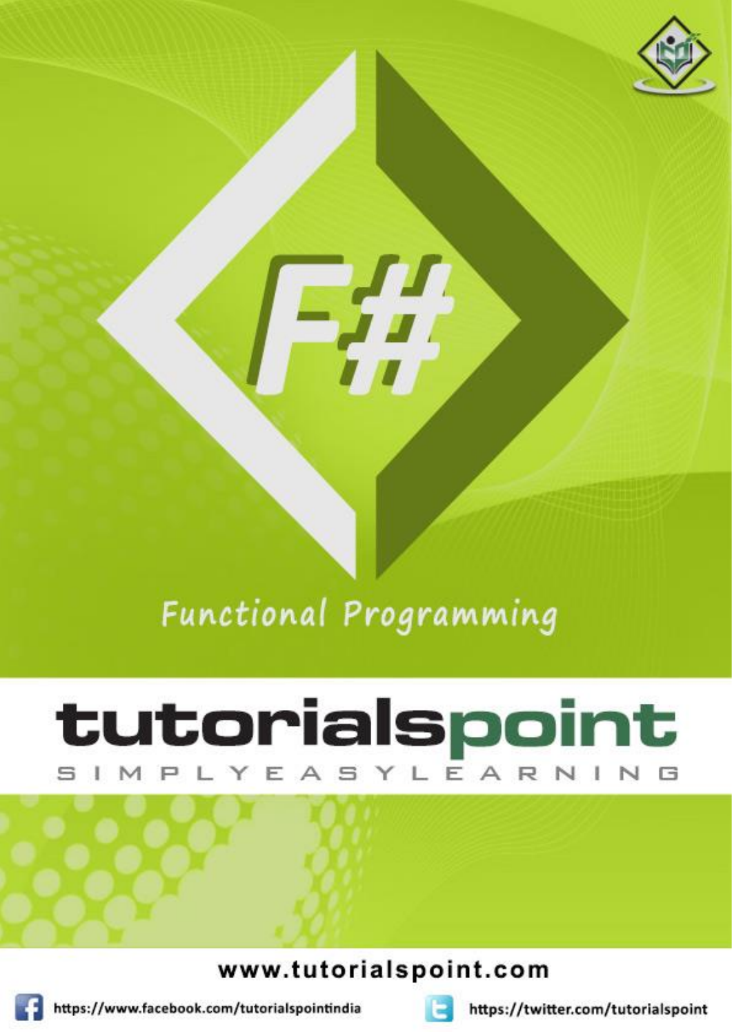# F#

Functional Programming

tutorialspoint

SIMPLYEASYLEARNING

www.tutorialspoint.com

https://www.facebook.com/tutorialspointindia

https://twitter.com/tutorialspoint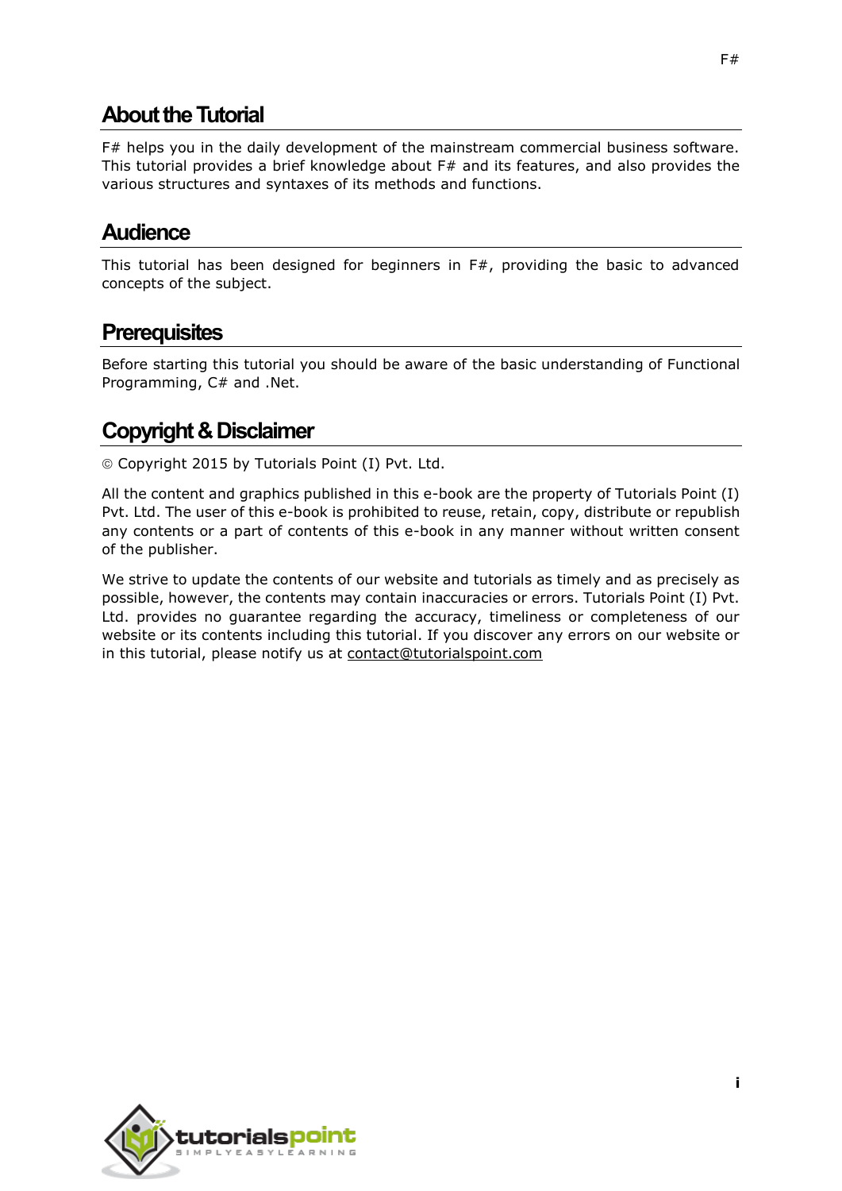# About the Tutorial

F# helps you in the daily development of the mainstream commercial business software. This tutorial provides a brief knowledge about F# and its features, and also provides the various structures and syntaxes of its methods and functions.

# Audience

This tutorial has been designed for beginners in F#, providing the basic to advanced concepts of the subject.

# Prerequisites

Before starting this tutorial you should be aware of the basic understanding of Functional Programming, C# and .Net.

# Copyright & Disclaimer

© Copyright 2015 by Tutorials Point (I) Pvt. Ltd.

All the content and graphics published in this e-book are the property of Tutorials Point (I) Pvt. Ltd. The user of this e-book is prohibited to reuse, retain, copy, distribute or republish any contents or a part of contents of this e-book in any manner without written consent of the publisher.

We strive to update the contents of our website and tutorials as timely and as precisely as possible, however, the contents may contain inaccuracies or errors. Tutorials Point (I) Pvt. Ltd. provides no guarantee regarding the accuracy, timeliness or completeness of our website or its contents including this tutorial. If you discover any errors on our website or in this tutorial, please notify us at contact@tutorialspoint.com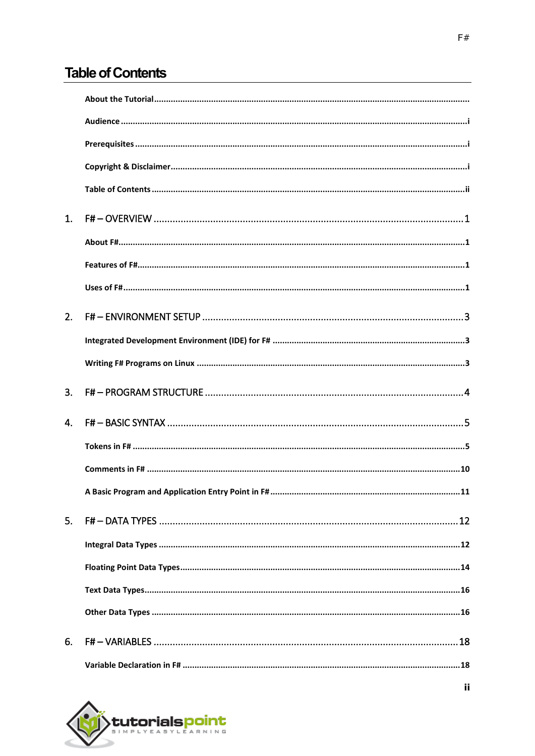# Table of Contents

About the Tutorial ..........................................................................................................................................

Audience ........................................................................................................................................... i

Prerequisites ..................................................................................................................................... i

Copyright & Disclaimer ...................................................................................................................... i

Table of Contents ............................................................................................................................. ii

1. F# – OVERVIEW ................................................................................................................ 1

About F# ........................................................................................................................................... 1

Features of F# ................................................................................................................................... 1

Uses of F# ......................................................................................................................................... 1

2. F# – ENVIRONMENT SETUP ............................................................................................. 3

Integrated Development Environment (IDE) for F# ......................................................................... 3

Writing F# Programs on Linux .......................................................................................................... 3

3. F# – PROGRAM STRUCTURE ............................................................................................ 4

4. F# – BASIC SYNTAX .......................................................................................................... 5

Tokens in F# ...................................................................................................................................... 5

Comments in F# .............................................................................................................................. 10

A Basic Program and Application Entry Point in F# ........................................................................ 11

5. F# – DATA TYPES ............................................................................................................ 12

Integral Data Types ......................................................................................................................... 12

Floating Point Data Types ................................................................................................................ 14

Text Data Types ............................................................................................................................... 16

Other Data Types ............................................................................................................................ 16

6. F# – VARIABLES .............................................................................................................. 18

Variable Declaration in F# ............................................................................................................... 18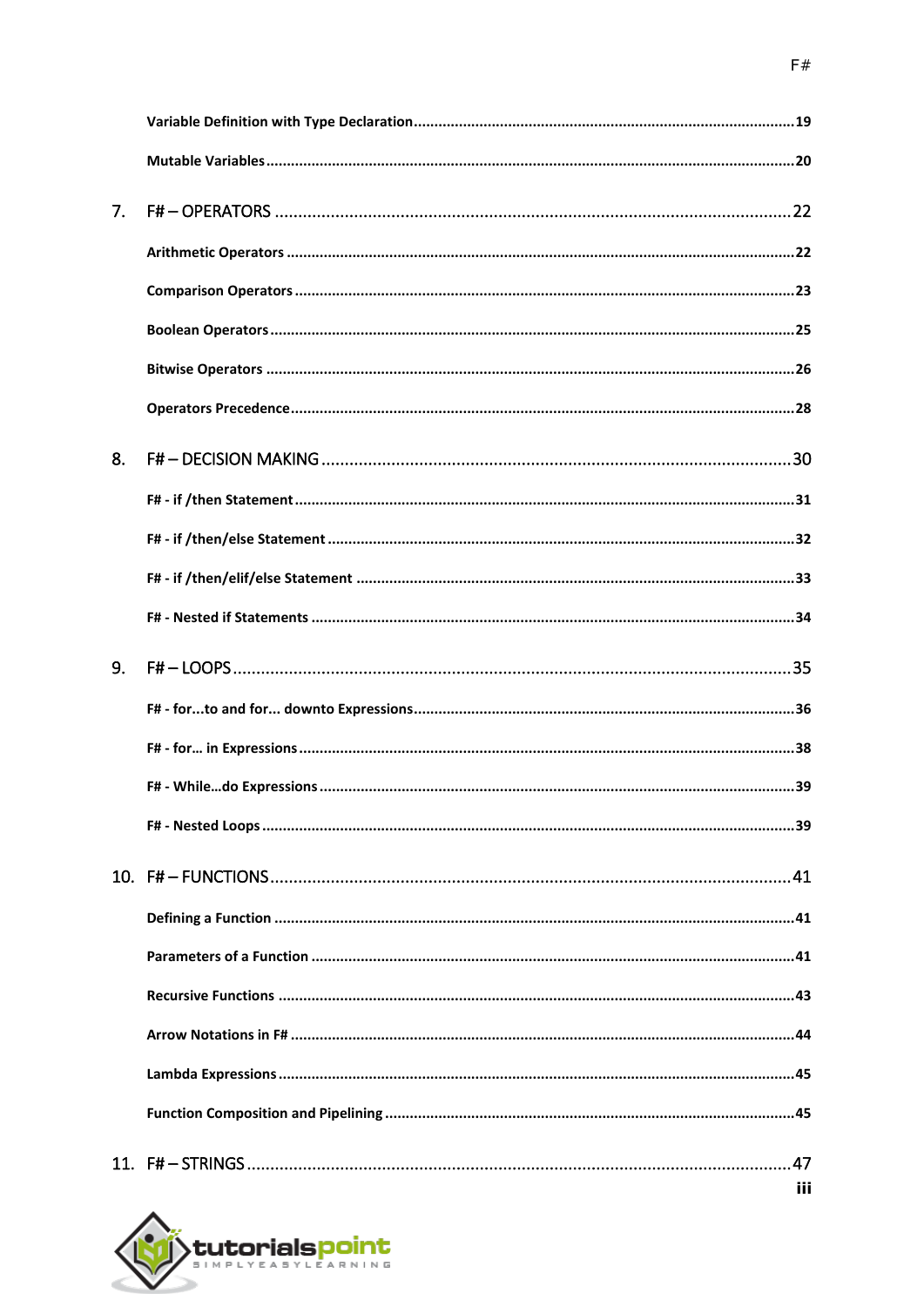Variable Definition with Type Declaration ........................................................................................19

Mutable Variables ..........................................................................................................................20

7. F# – OPERATORS .........................................................................................................................22

Arithmetic Operators ......................................................................................................................22

Comparison Operators ....................................................................................................................23

Boolean Operators ..........................................................................................................................25

Bitwise Operators ...........................................................................................................................26

Operators Precedence .....................................................................................................................28

8. F# – DECISION MAKING ...............................................................................................................30

F# - if /then Statement ....................................................................................................................31

F# - if /then/else Statement ............................................................................................................32

F# - if /then/elif/else Statement .....................................................................................................33

F# - Nested if Statements ................................................................................................................34

9. F# – LOOPS ..................................................................................................................................35

F# - for...to and for... downto Expressions ........................................................................................36

F# - for… in Expressions ....................................................................................................................38

F# - While…do Expressions ...............................................................................................................39

F# - Nested Loops ............................................................................................................................39

10. F# – FUNCTIONS ..........................................................................................................................41

Defining a Function .........................................................................................................................41

Parameters of a Function .................................................................................................................41

Recursive Functions .........................................................................................................................43

Arrow Notations in F# ......................................................................................................................44

Lambda Expressions .........................................................................................................................45

Function Composition and Pipelining ...............................................................................................45

11. F# – STRINGS ...............................................................................................................................47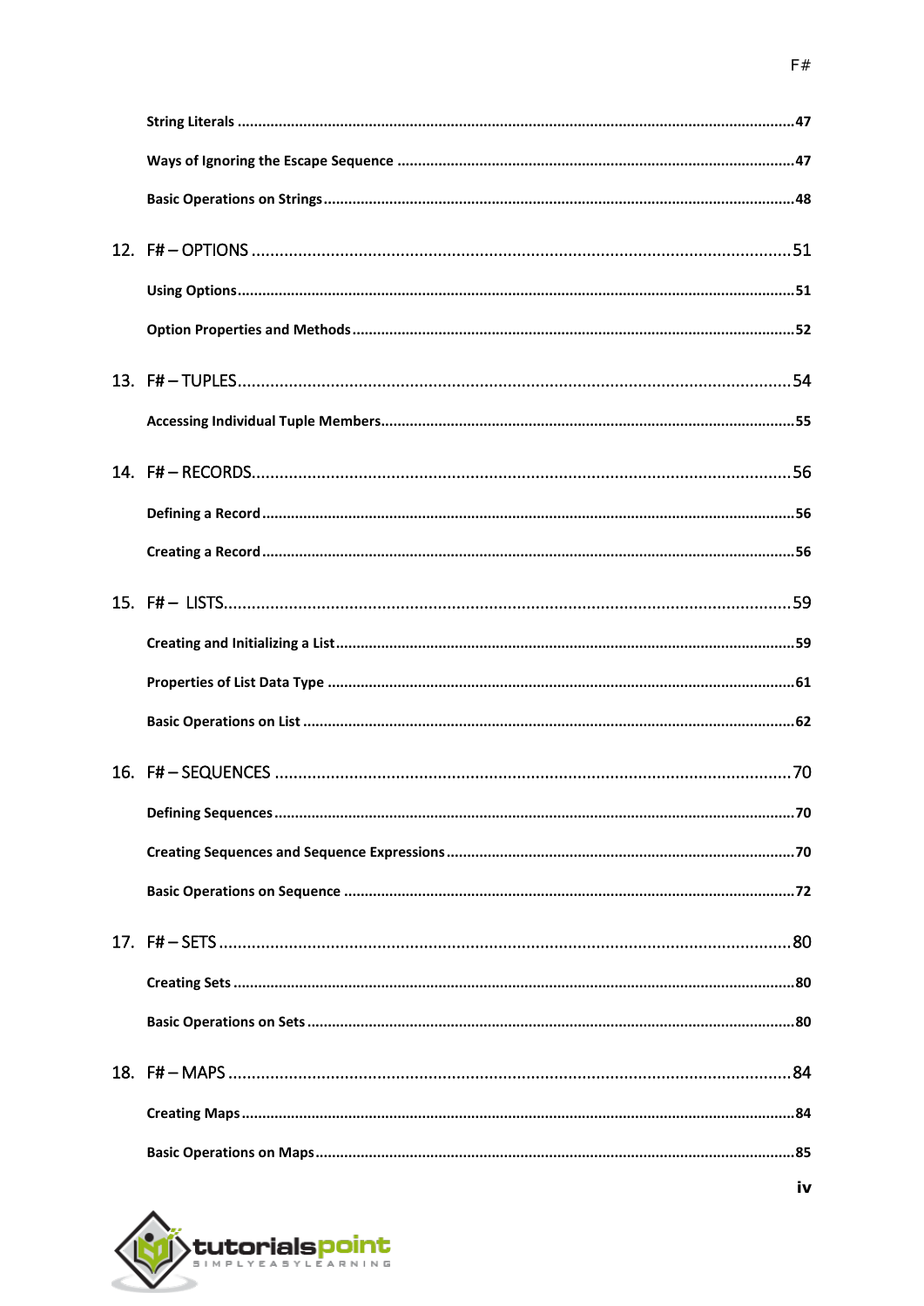String Literals ......................................................................................................................47

Ways of Ignoring the Escape Sequence ................................................................................47

Basic Operations on Strings.................................................................................................48

12. F# – OPTIONS ....................................................................................................51

Using Options......................................................................................................................51

Option Properties and Methods ..........................................................................................52

13. F# – TUPLES ......................................................................................................54

Accessing Individual Tuple Members...................................................................................55

14. F# – RECORDS ....................................................................................................56

Defining a Record ...............................................................................................................56

Creating a Record ...............................................................................................................56

15. F# – LISTS ..........................................................................................................59

Creating and Initializing a List..............................................................................................59

Properties of List Data Type ................................................................................................61

Basic Operations on List .....................................................................................................62

16. F# – SEQUENCES ................................................................................................70

Defining Sequences.............................................................................................................70

Creating Sequences and Sequence Expressions ...................................................................70

Basic Operations on Sequence ............................................................................................72

17. F# – SETS ...........................................................................................................80

Creating Sets .......................................................................................................................80

Basic Operations on Sets .....................................................................................................80

18. F# – MAPS .........................................................................................................84

Creating Maps .....................................................................................................................84

Basic Operations on Maps...................................................................................................85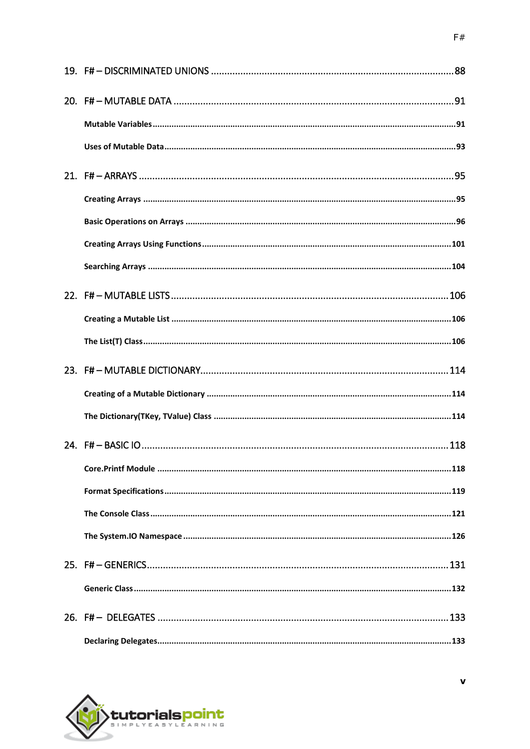19. F# – DISCRIMINATED UNIONS ........................................................................................ 88

20. F# – MUTABLE DATA ........................................................................................................ 91

   **Mutable Variables** ........................................................................................................ 91

   **Uses of Mutable Data** .................................................................................................... 93

21. F# – ARRAYS .................................................................................................................. 95

   **Creating Arrays** ............................................................................................................ 95

   **Basic Operations on Arrays** ........................................................................................... 96

   **Creating Arrays Using Functions** ................................................................................. 101

   **Searching Arrays** ......................................................................................................... 104

22. F# – MUTABLE LISTS .................................................................................................... 106

   **Creating a Mutable List** ............................................................................................... 106

   **The List(T) Class** .......................................................................................................... 106

23. F# – MUTABLE DICTIONARY .......................................................................................... 114

   **Creating of a Mutable Dictionary** ................................................................................ 114

   **The Dictionary(TKey, TValue) Class** ............................................................................. 114

24. F# – BASIC IO ............................................................................................................... 118

   **Core.Printf Module** ...................................................................................................... 118

   **Format Specifications** .................................................................................................. 119

   **The Console Class** ........................................................................................................ 121

   **The System.IO Namespace** .......................................................................................... 126

25. F# – GENERICS ............................................................................................................. 131

   **Generic Class** ............................................................................................................... 132

26. F# – DELEGATES ........................................................................................................... 133

   **Declaring Delegates** ..................................................................................................... 133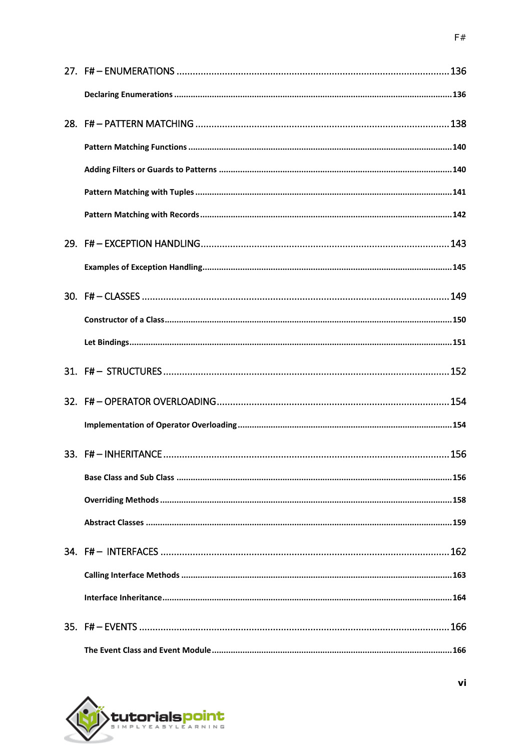27. F# – ENUMERATIONS ....................................................................................................136

    **Declaring Enumerations** ....................................................................................................136

28. F# – PATTERN MATCHING ..............................................................................................138

    **Pattern Matching Functions** ..............................................................................................140

    **Adding Filters or Guards to Patterns** ..................................................................................140

    **Pattern Matching with Tuples** ............................................................................................141

    **Pattern Matching with Records** ..........................................................................................142

29. F# – EXCEPTION HANDLING............................................................................................143

    **Examples of Exception Handling**.........................................................................................145

30. F# – CLASSES ..................................................................................................................149

    **Constructor of a Class**.........................................................................................................150

    **Let Bindings**........................................................................................................................151

31. F# – STRUCTURES ..........................................................................................................152

32. F# – OPERATOR OVERLOADING......................................................................................154

    **Implementation of Operator Overloading**...........................................................................154

33. F# – INHERITANCE ..........................................................................................................156

    **Base Class and Sub Class** ....................................................................................................156

    **Overriding Methods** ...........................................................................................................158

    **Abstract Classes** .................................................................................................................159

34. F# – INTERFACES ............................................................................................................162

    **Calling Interface Methods** ..................................................................................................163

    **Interface Inheritance**..........................................................................................................164

35. F# – EVENTS ....................................................................................................................166

    **The Event Class and Event Module** .....................................................................................166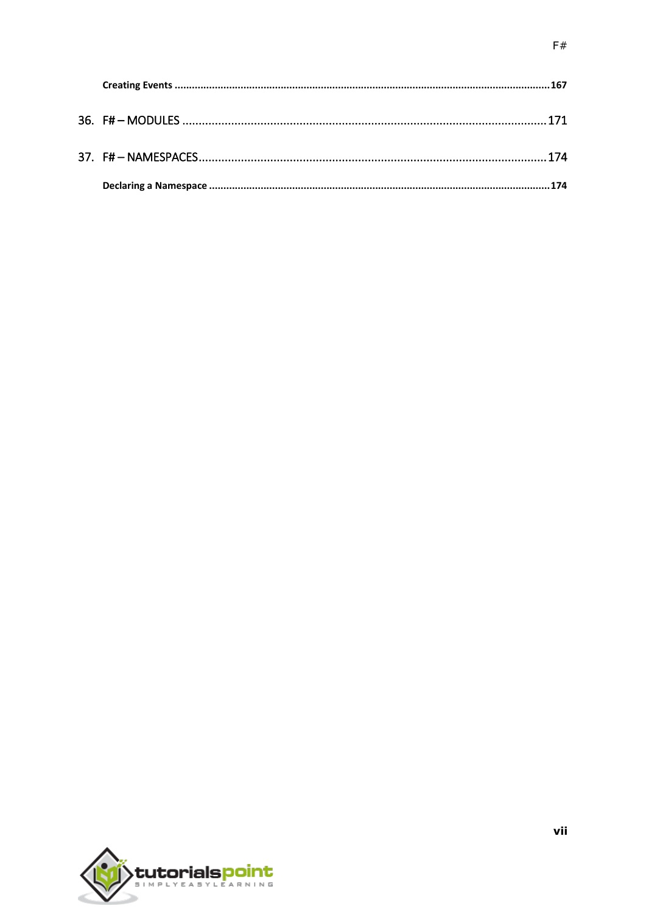Creating Events ................................................................................................................................167

36. F# – MODULES .....................................................................................................................171

37. F# – NAMESPACES.................................................................................................................174

Declaring a Namespace .....................................................................................................................174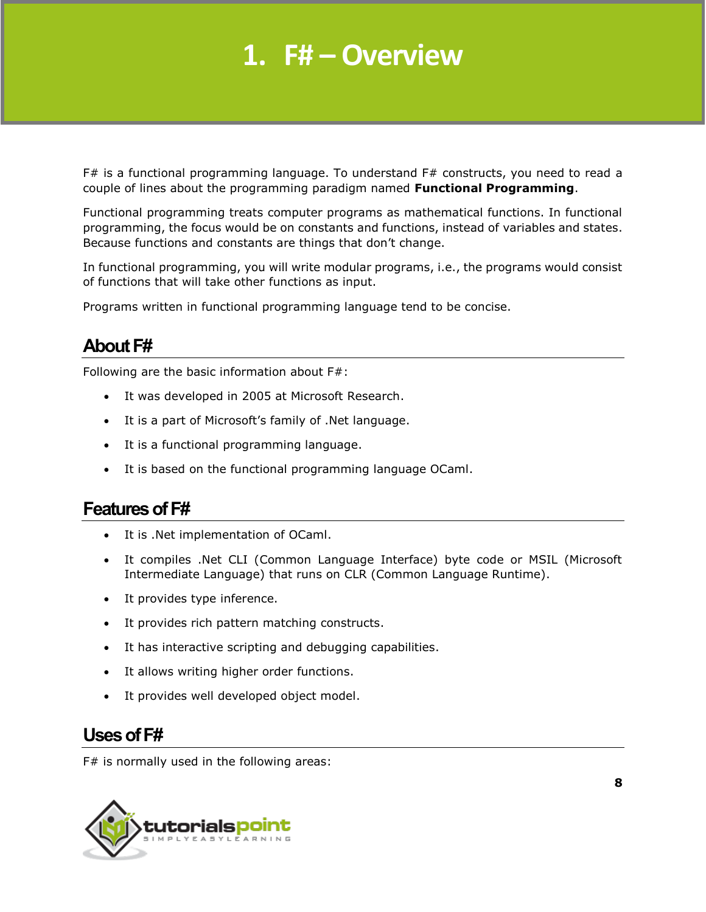# 1. F# – Overview

F# is a functional programming language. To understand F# constructs, you need to read a couple of lines about the programming paradigm named **Functional Programming**.

Functional programming treats computer programs as mathematical functions. In functional programming, the focus would be on constants and functions, instead of variables and states. Because functions and constants are things that don't change.

In functional programming, you will write modular programs, i.e., the programs would consist of functions that will take other functions as input.

Programs written in functional programming language tend to be concise.

## About F#

Following are the basic information about F#:

- It was developed in 2005 at Microsoft Research.
- It is a part of Microsoft's family of .Net language.
- It is a functional programming language.
- It is based on the functional programming language OCaml.

## Features of F#

- It is .Net implementation of OCaml.
- It compiles .Net CLI (Common Language Interface) byte code or MSIL (Microsoft Intermediate Language) that runs on CLR (Common Language Runtime).
- It provides type inference.
- It provides rich pattern matching constructs.
- It has interactive scripting and debugging capabilities.
- It allows writing higher order functions.
- It provides well developed object model.

## Uses of F#

F# is normally used in the following areas: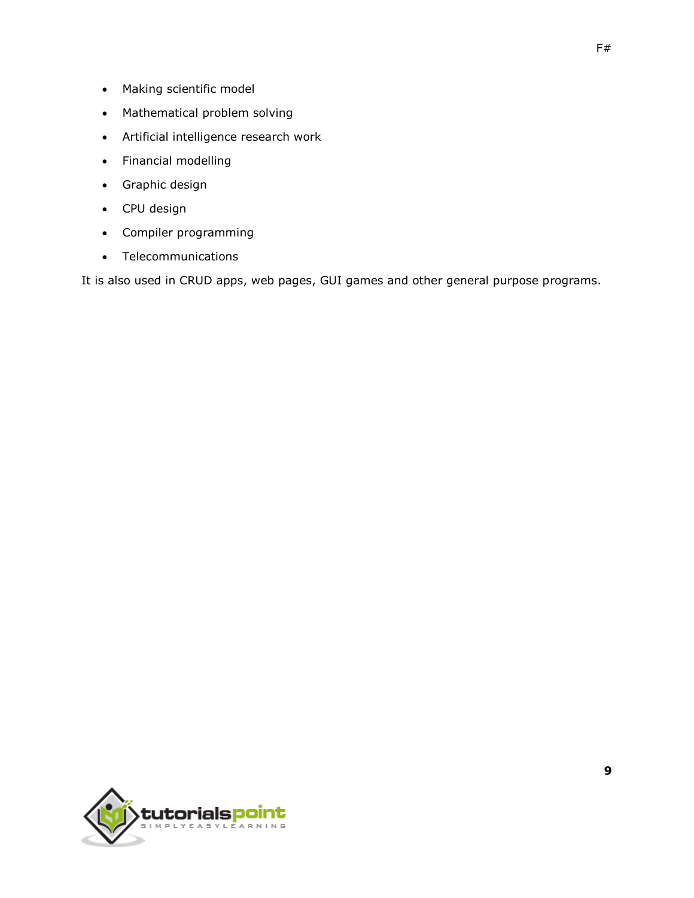- Making scientific model
- Mathematical problem solving
- Artificial intelligence research work
- Financial modelling
- Graphic design
- CPU design
- Compiler programming
- Telecommunications

It is also used in CRUD apps, web pages, GUI games and other general purpose programs.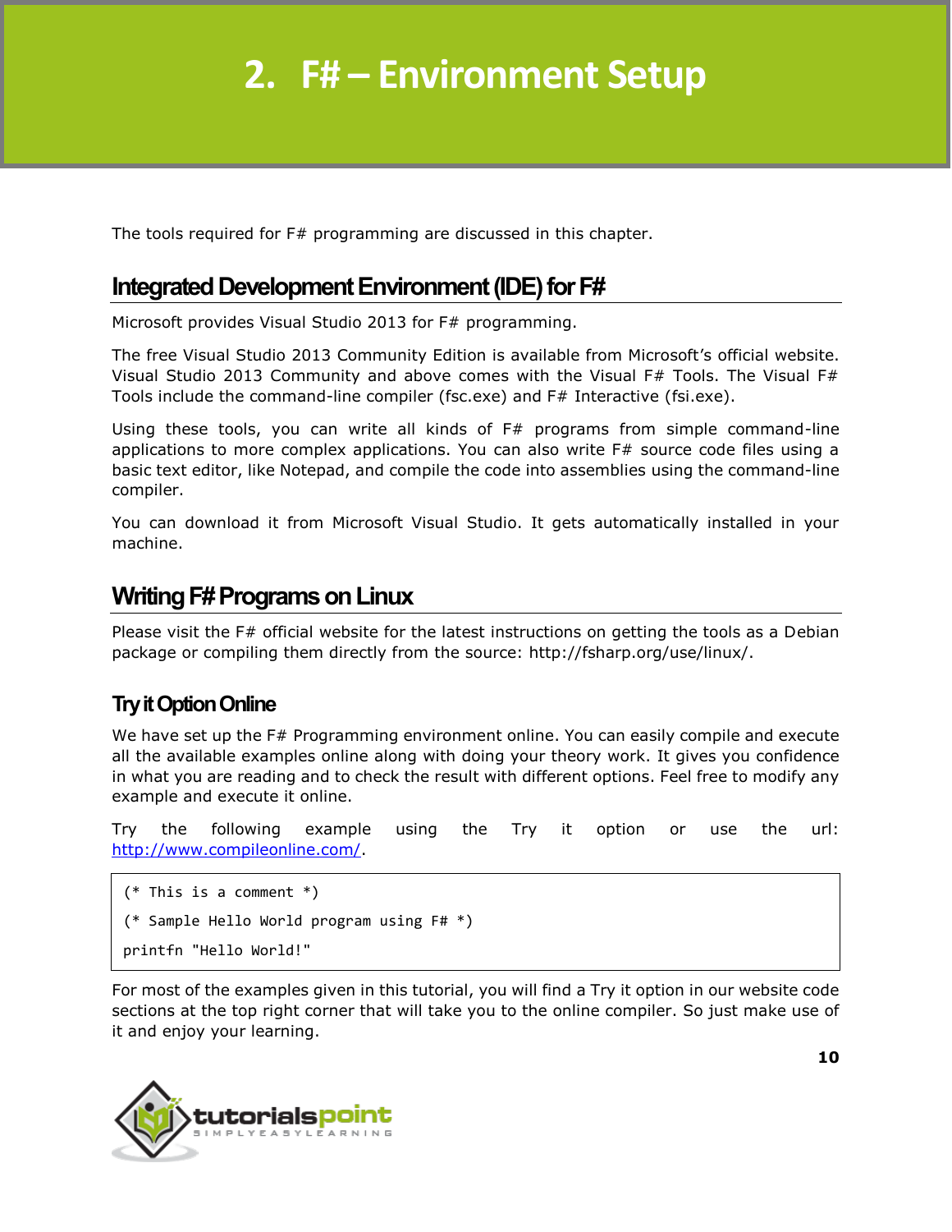# 2. F# – Environment Setup

The tools required for F# programming are discussed in this chapter.

## Integrated Development Environment (IDE) for F#

Microsoft provides Visual Studio 2013 for F# programming.

The free Visual Studio 2013 Community Edition is available from Microsoft's official website. Visual Studio 2013 Community and above comes with the Visual F# Tools. The Visual F# Tools include the command-line compiler (fsc.exe) and F# Interactive (fsi.exe).

Using these tools, you can write all kinds of F# programs from simple command-line applications to more complex applications. You can also write F# source code files using a basic text editor, like Notepad, and compile the code into assemblies using the command-line compiler.

You can download it from Microsoft Visual Studio. It gets automatically installed in your machine.

## Writing F# Programs on Linux

Please visit the F# official website for the latest instructions on getting the tools as a Debian package or compiling them directly from the source: http://fsharp.org/use/linux/.

### Try it Option Online

We have set up the F# Programming environment online. You can easily compile and execute all the available examples online along with doing your theory work. It gives you confidence in what you are reading and to check the result with different options. Feel free to modify any example and execute it online.

Try the following example using the Try it option or use the url: [http://www.compileonline.com/](http://www.compileonline.com/).

```
(* This is a comment *)
(* Sample Hello World program using F# *)
printfn "Hello World!"
```

For most of the examples given in this tutorial, you will find a Try it option in our website code sections at the top right corner that will take you to the online compiler. So just make use of it and enjoy your learning.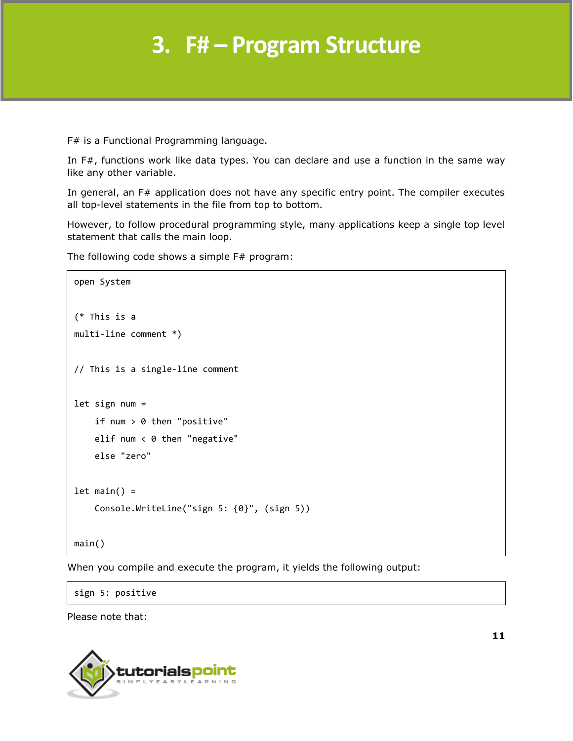# 3. F# – Program Structure

F# is a Functional Programming language.

In F#, functions work like data types. You can declare and use a function in the same way like any other variable.

In general, an F# application does not have any specific entry point. The compiler executes all top-level statements in the file from top to bottom.

However, to follow procedural programming style, many applications keep a single top level statement that calls the main loop.

The following code shows a simple F# program:

```
open System

(* This is a
multi-line comment *)

// This is a single-line comment

let sign num =
    if num > 0 then "positive"
    elif num < 0 then "negative"
    else "zero"

let main() =
    Console.WriteLine("sign 5: {0}", (sign 5))

main()
```

When you compile and execute the program, it yields the following output:

```
sign 5: positive
```

Please note that: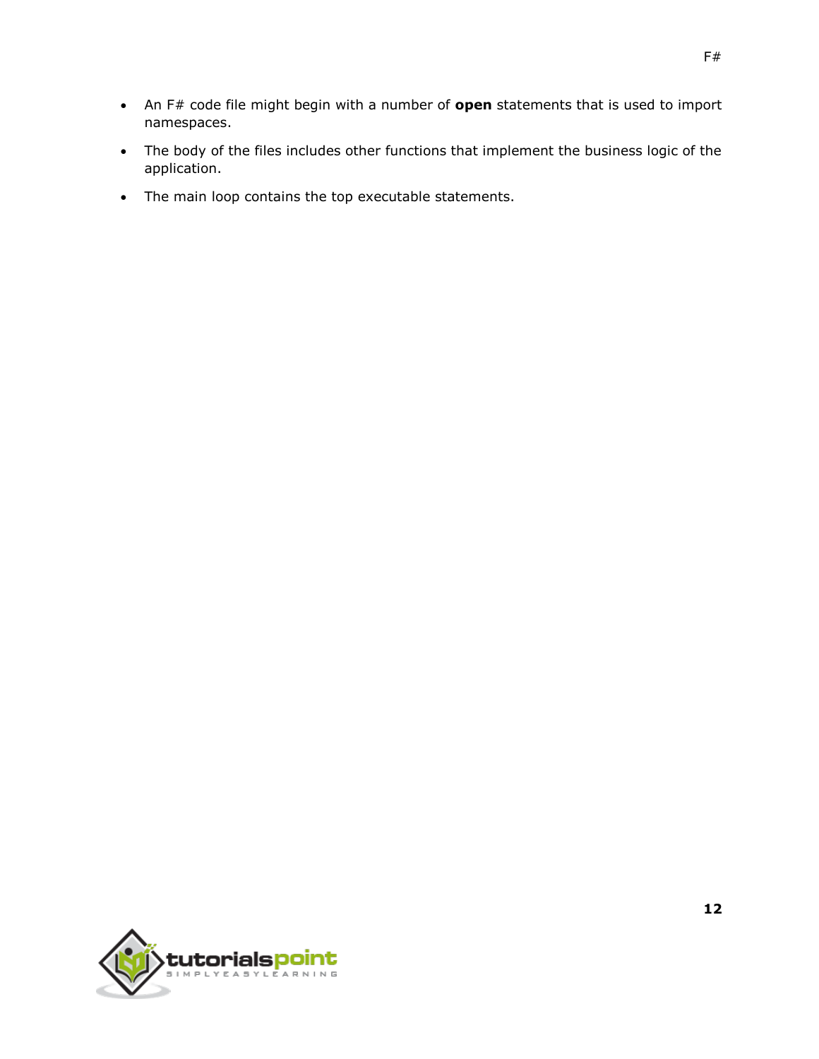- An F# code file might begin with a number of **open** statements that is used to import namespaces.
- The body of the files includes other functions that implement the business logic of the application.
- The main loop contains the top executable statements.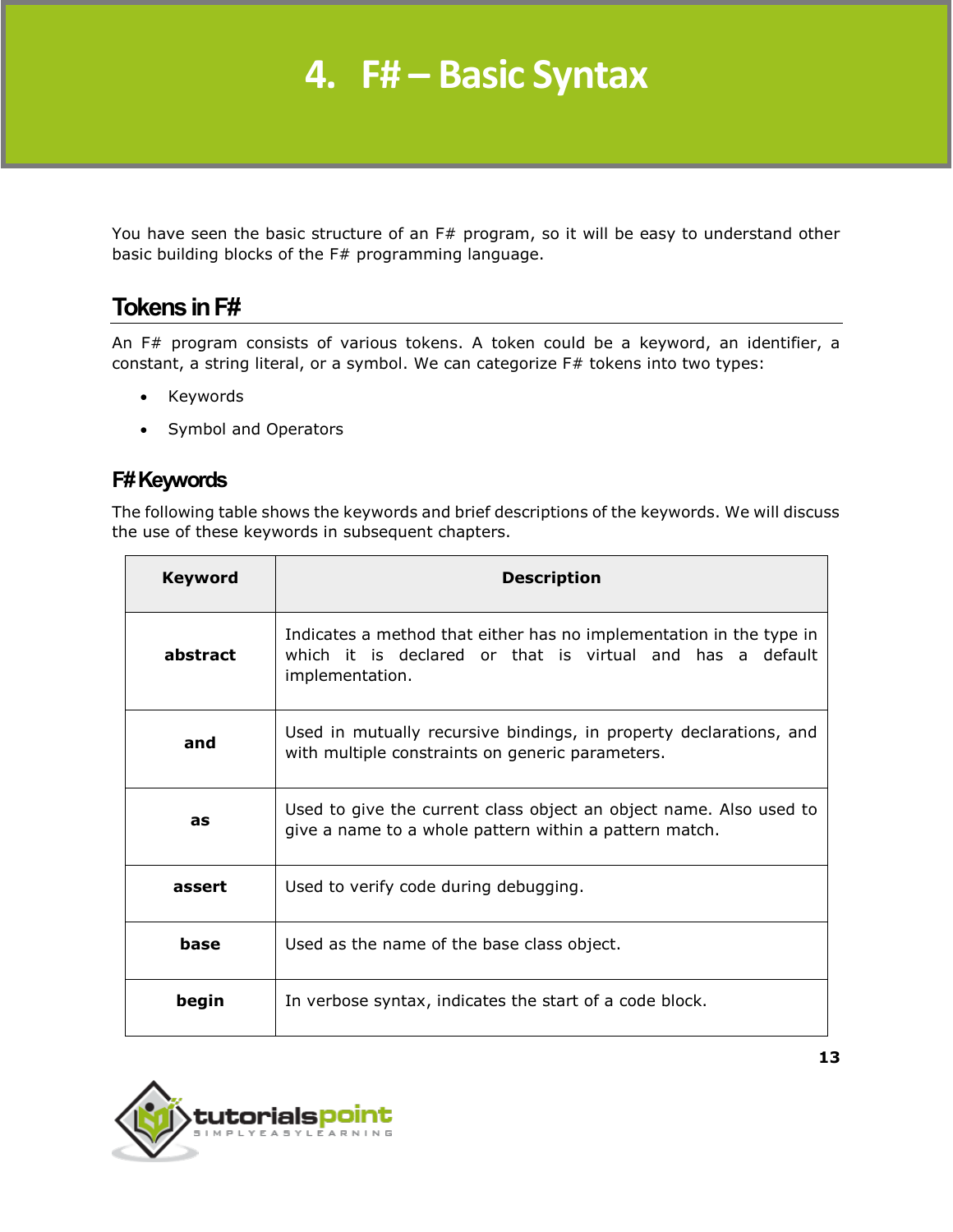# 4. F# – Basic Syntax

You have seen the basic structure of an F# program, so it will be easy to understand other basic building blocks of the F# programming language.

## Tokens in F#

An F# program consists of various tokens. A token could be a keyword, an identifier, a constant, a string literal, or a symbol. We can categorize F# tokens into two types:

- Keywords
- Symbol and Operators

## F# Keywords

The following table shows the keywords and brief descriptions of the keywords. We will discuss the use of these keywords in subsequent chapters.

| Keyword | Description |
| --- | --- |
| **abstract** | Indicates a method that either has no implementation in the type in which it is declared or that is virtual and has a default implementation. |
| **and** | Used in mutually recursive bindings, in property declarations, and with multiple constraints on generic parameters. |
| **as** | Used to give the current class object an object name. Also used to give a name to a whole pattern within a pattern match. |
| **assert** | Used to verify code during debugging. |
| **base** | Used as the name of the base class object. |
| **begin** | In verbose syntax, indicates the start of a code block. |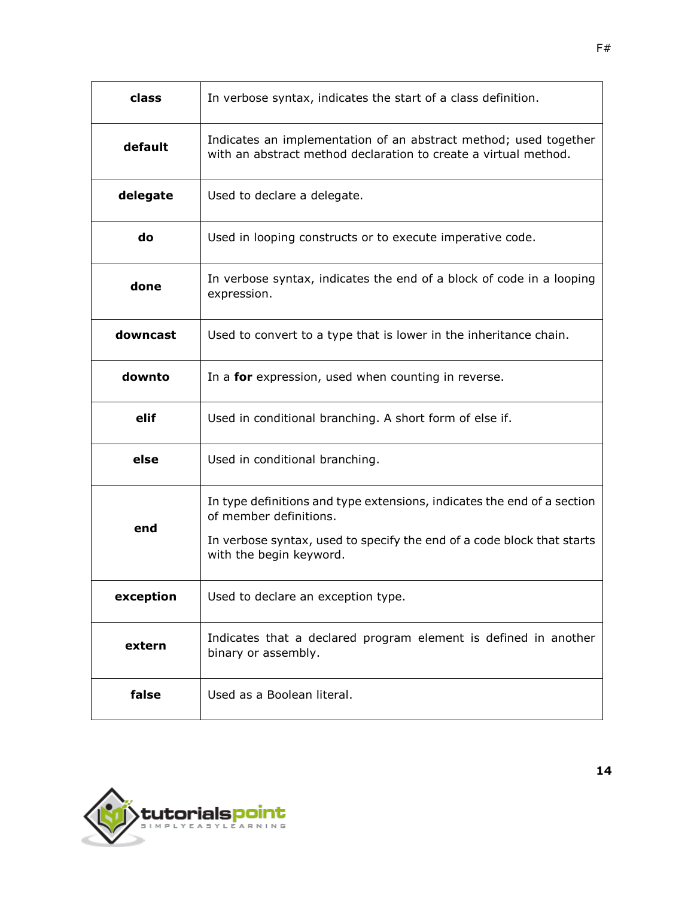| | |
|---|---|
| **class** | In verbose syntax, indicates the start of a class definition. |
| **default** | Indicates an implementation of an abstract method; used together with an abstract method declaration to create a virtual method. |
| **delegate** | Used to declare a delegate. |
| **do** | Used in looping constructs or to execute imperative code. |
| **done** | In verbose syntax, indicates the end of a block of code in a looping expression. |
| **downcast** | Used to convert to a type that is lower in the inheritance chain. |
| **downto** | In a **for** expression, used when counting in reverse. |
| **elif** | Used in conditional branching. A short form of else if. |
| **else** | Used in conditional branching. |
| **end** | In type definitions and type extensions, indicates the end of a section of member definitions.<br><br>In verbose syntax, used to specify the end of a code block that starts with the begin keyword. |
| **exception** | Used to declare an exception type. |
| **extern** | Indicates that a declared program element is defined in another binary or assembly. |
| **false** | Used as a Boolean literal. |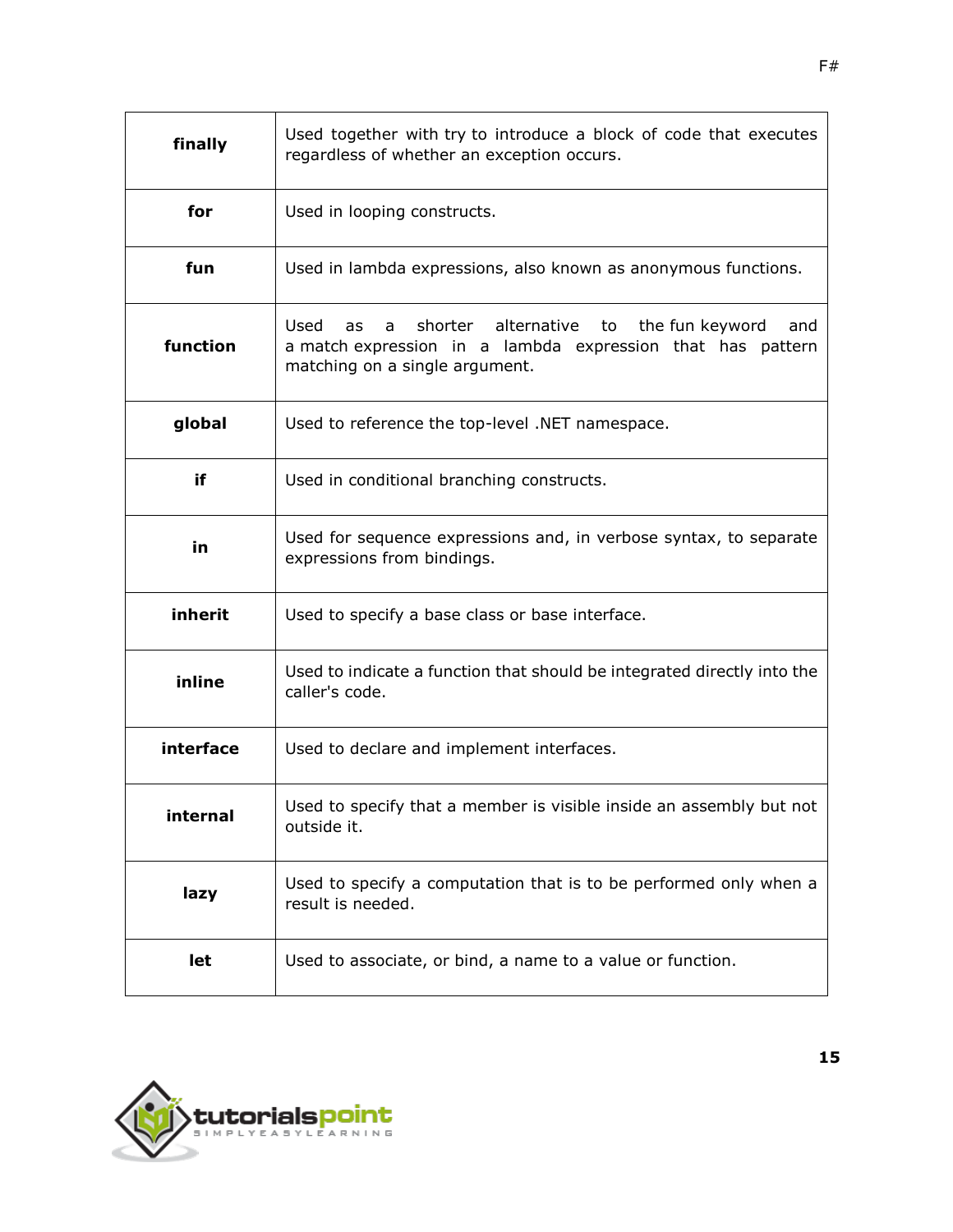| | |
|---|---|
| **finally** | Used together with try to introduce a block of code that executes regardless of whether an exception occurs. |
| **for** | Used in looping constructs. |
| **fun** | Used in lambda expressions, also known as anonymous functions. |
| **function** | Used as a shorter alternative to the fun keyword and a match expression in a lambda expression that has pattern matching on a single argument. |
| **global** | Used to reference the top-level .NET namespace. |
| **if** | Used in conditional branching constructs. |
| **in** | Used for sequence expressions and, in verbose syntax, to separate expressions from bindings. |
| **inherit** | Used to specify a base class or base interface. |
| **inline** | Used to indicate a function that should be integrated directly into the caller's code. |
| **interface** | Used to declare and implement interfaces. |
| **internal** | Used to specify that a member is visible inside an assembly but not outside it. |
| **lazy** | Used to specify a computation that is to be performed only when a result is needed. |
| **let** | Used to associate, or bind, a name to a value or function. |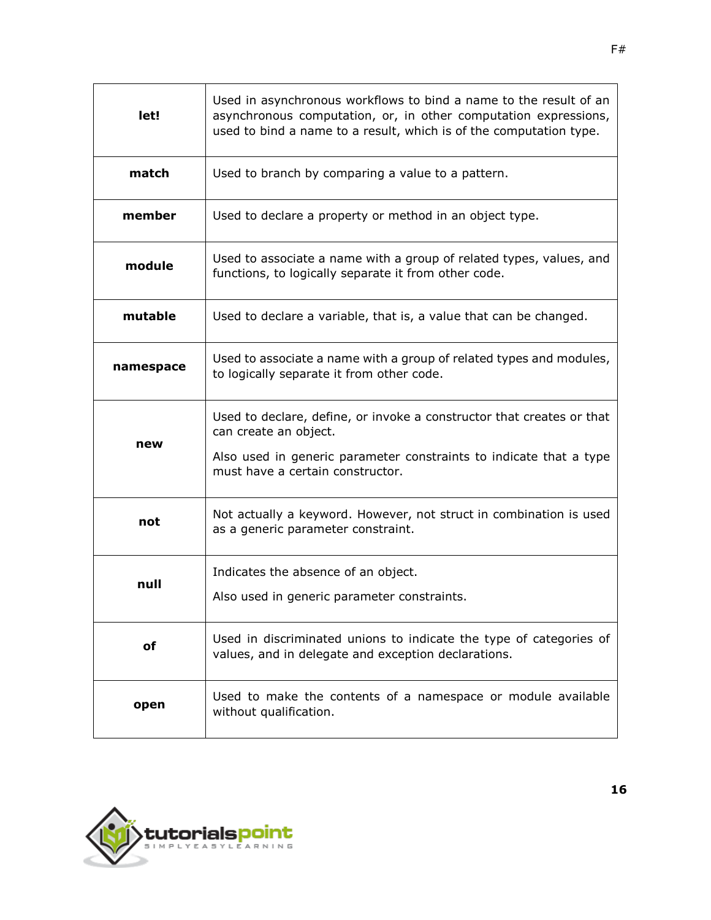| | |
|---|---|
| **let!** | Used in asynchronous workflows to bind a name to the result of an asynchronous computation, or, in other computation expressions, used to bind a name to a result, which is of the computation type. |
| **match** | Used to branch by comparing a value to a pattern. |
| **member** | Used to declare a property or method in an object type. |
| **module** | Used to associate a name with a group of related types, values, and functions, to logically separate it from other code. |
| **mutable** | Used to declare a variable, that is, a value that can be changed. |
| **namespace** | Used to associate a name with a group of related types and modules, to logically separate it from other code. |
| **new** | Used to declare, define, or invoke a constructor that creates or that can create an object.<br><br>Also used in generic parameter constraints to indicate that a type must have a certain constructor. |
| **not** | Not actually a keyword. However, not struct in combination is used as a generic parameter constraint. |
| **null** | Indicates the absence of an object.<br><br>Also used in generic parameter constraints. |
| **of** | Used in discriminated unions to indicate the type of categories of values, and in delegate and exception declarations. |
| **open** | Used to make the contents of a namespace or module available without qualification. |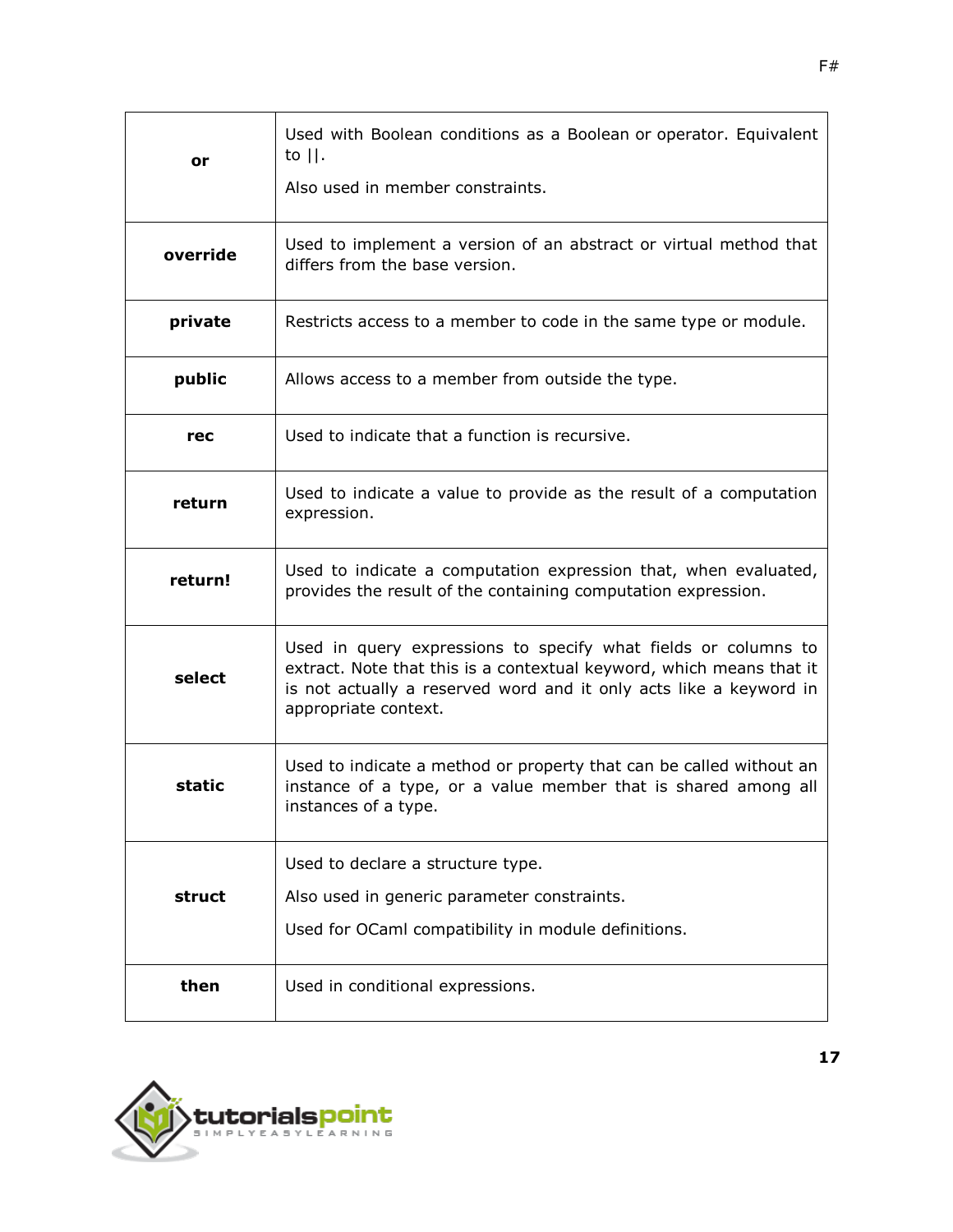| | |
|---|---|
| **or** | Used with Boolean conditions as a Boolean or operator. Equivalent to \|\|.<br><br>Also used in member constraints. |
| **override** | Used to implement a version of an abstract or virtual method that differs from the base version. |
| **private** | Restricts access to a member to code in the same type or module. |
| **public** | Allows access to a member from outside the type. |
| **rec** | Used to indicate that a function is recursive. |
| **return** | Used to indicate a value to provide as the result of a computation expression. |
| **return!** | Used to indicate a computation expression that, when evaluated, provides the result of the containing computation expression. |
| **select** | Used in query expressions to specify what fields or columns to extract. Note that this is a contextual keyword, which means that it is not actually a reserved word and it only acts like a keyword in appropriate context. |
| **static** | Used to indicate a method or property that can be called without an instance of a type, or a value member that is shared among all instances of a type. |
| **struct** | Used to declare a structure type.<br><br>Also used in generic parameter constraints.<br><br>Used for OCaml compatibility in module definitions. |
| **then** | Used in conditional expressions. |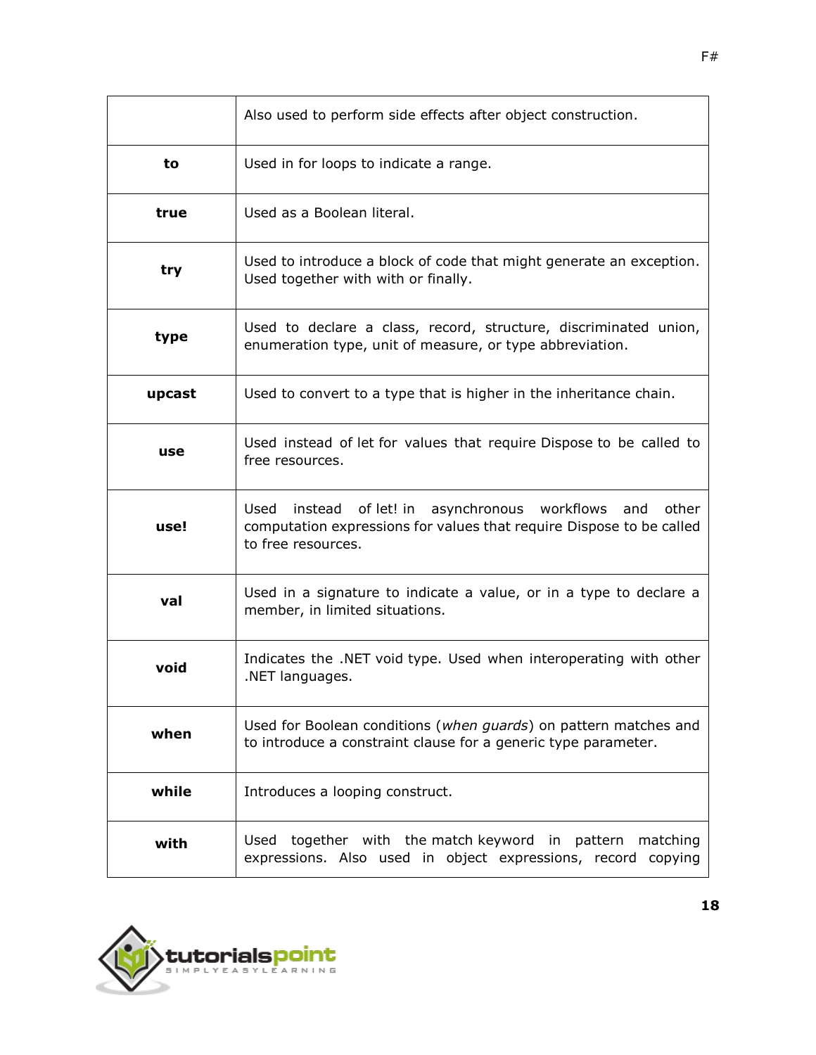| | |
|---|---|
| | Also used to perform side effects after object construction. |
| **to** | Used in for loops to indicate a range. |
| **true** | Used as a Boolean literal. |
| **try** | Used to introduce a block of code that might generate an exception. Used together with with or finally. |
| **type** | Used to declare a class, record, structure, discriminated union, enumeration type, unit of measure, or type abbreviation. |
| **upcast** | Used to convert to a type that is higher in the inheritance chain. |
| **use** | Used instead of let for values that require Dispose to be called to free resources. |
| **use!** | Used instead of let! in asynchronous workflows and other computation expressions for values that require Dispose to be called to free resources. |
| **val** | Used in a signature to indicate a value, or in a type to declare a member, in limited situations. |
| **void** | Indicates the .NET void type. Used when interoperating with other .NET languages. |
| **when** | Used for Boolean conditions (*when guards*) on pattern matches and to introduce a constraint clause for a generic type parameter. |
| **while** | Introduces a looping construct. |
| **with** | Used together with the match keyword in pattern matching expressions. Also used in object expressions, record copying |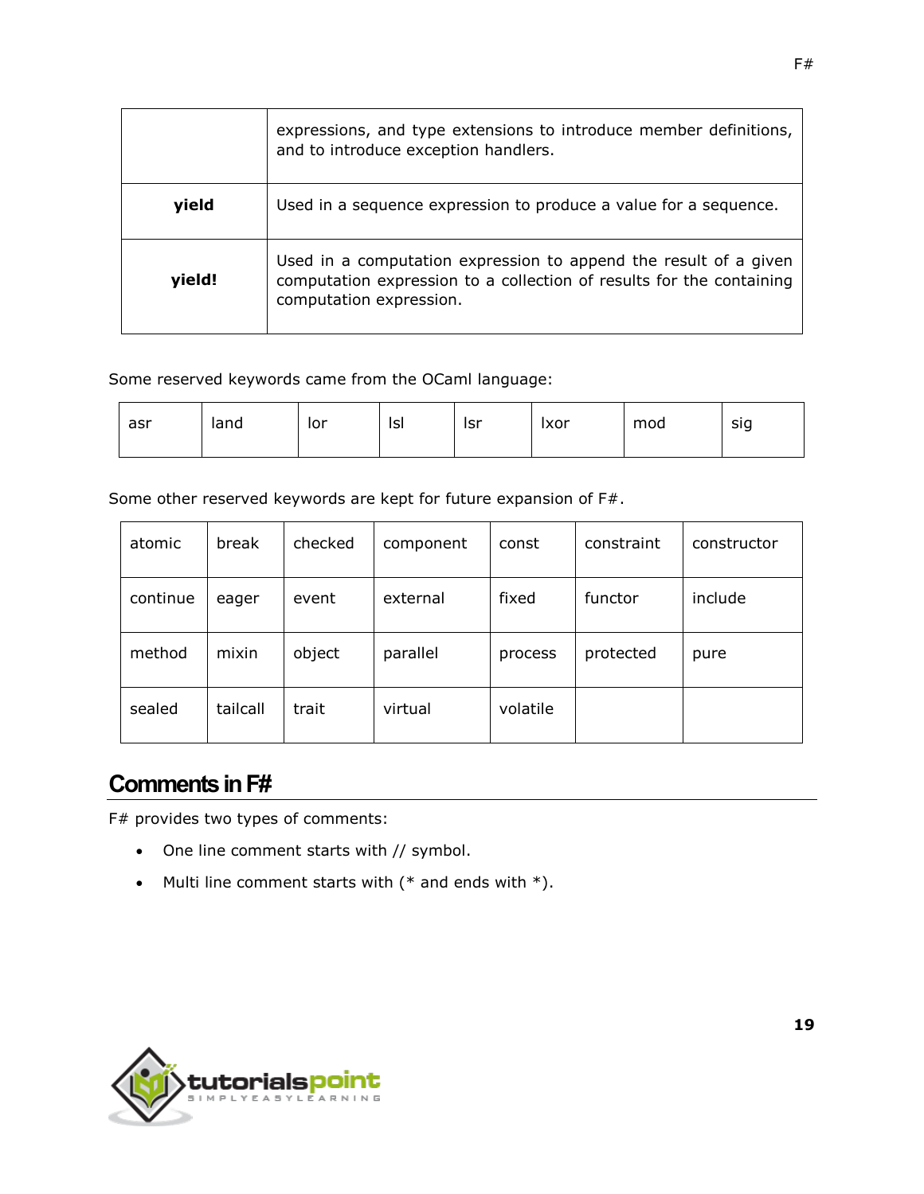|  | expressions, and type extensions to introduce member definitions, and to introduce exception handlers. |
|---|---|
| **yield** | Used in a sequence expression to produce a value for a sequence. |
| **yield!** | Used in a computation expression to append the result of a given computation expression to a collection of results for the containing computation expression. |

Some reserved keywords came from the OCaml language:

| asr | land | lor | lsl | lsr | lxor | mod | sig |
|---|---|---|---|---|---|---|---|

Some other reserved keywords are kept for future expansion of F#.

| atomic | break | checked | component | const | constraint | constructor |
|---|---|---|---|---|---|---|
| continue | eager | event | external | fixed | functor | include |
| method | mixin | object | parallel | process | protected | pure |
| sealed | tailcall | trait | virtual | volatile |  |  |

## Comments in F#

F# provides two types of comments:

- One line comment starts with // symbol.
- Multi line comment starts with (* and ends with *).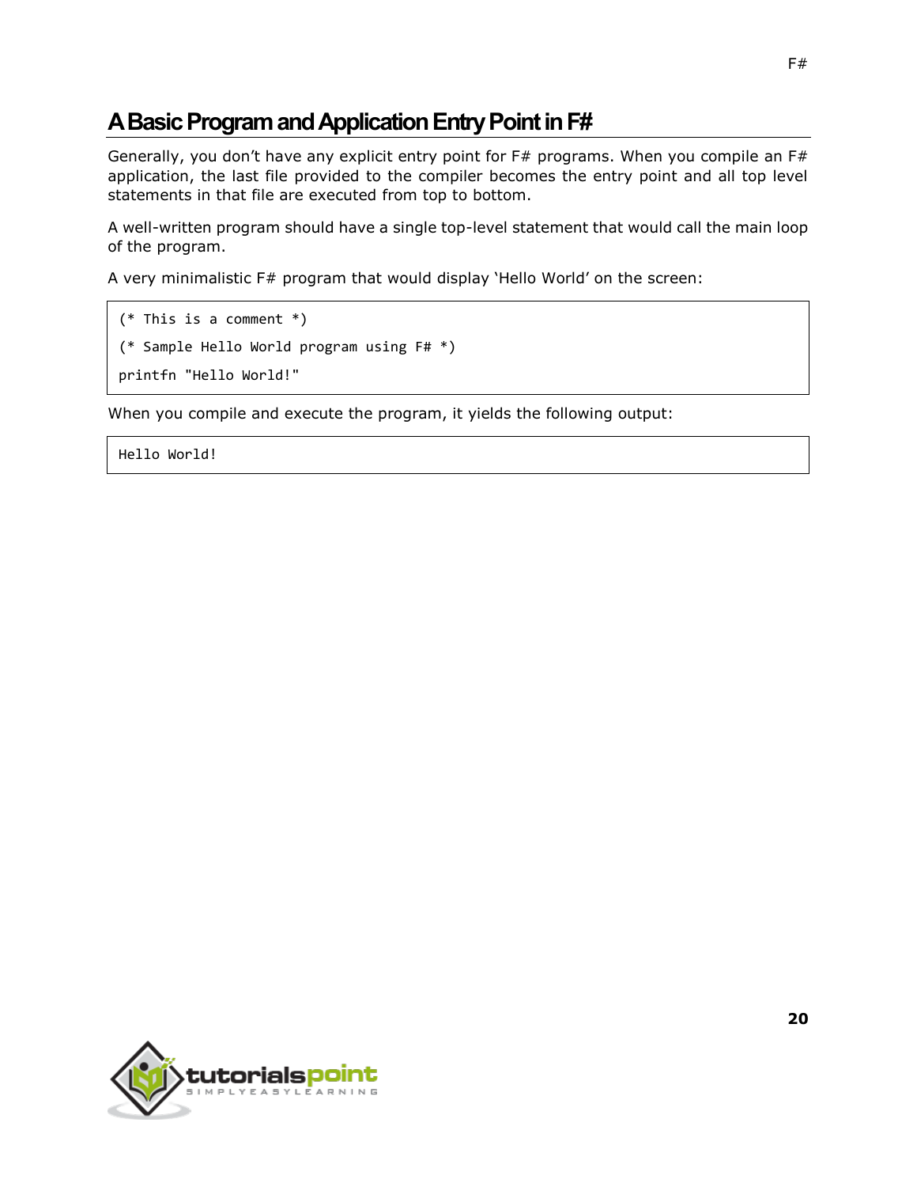## A Basic Program and Application Entry Point in F#

Generally, you don't have any explicit entry point for F# programs. When you compile an F# application, the last file provided to the compiler becomes the entry point and all top level statements in that file are executed from top to bottom.

A well-written program should have a single top-level statement that would call the main loop of the program.

A very minimalistic F# program that would display 'Hello World' on the screen:

```
(* This is a comment *)
(* Sample Hello World program using F# *)
printfn "Hello World!"
```

When you compile and execute the program, it yields the following output:

```
Hello World!
```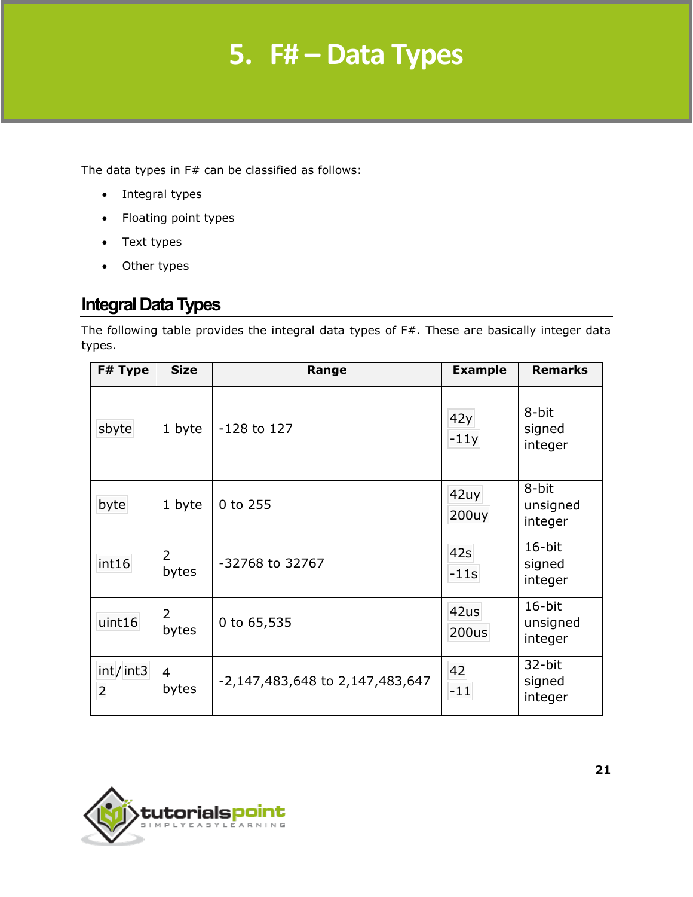# 5. F# – Data Types

The data types in F# can be classified as follows:

- Integral types
- Floating point types
- Text types
- Other types

## Integral Data Types

The following table provides the integral data types of F#. These are basically integer data types.

| F# Type | Size | Range | Example | Remarks |
|---|---|---|---|---|
| `sbyte` | 1 byte | -128 to 127 | `42y` `-11y` | 8-bit signed integer |
| `byte` | 1 byte | 0 to 255 | `42uy` `200uy` | 8-bit unsigned integer |
| `int16` | 2 bytes | -32768 to 32767 | `42s` `-11s` | 16-bit signed integer |
| `uint16` | 2 bytes | 0 to 65,535 | `42us` `200us` | 16-bit unsigned integer |
| `int`/`int32` | 4 bytes | -2,147,483,648 to 2,147,483,647 | `42` `-11` | 32-bit signed integer |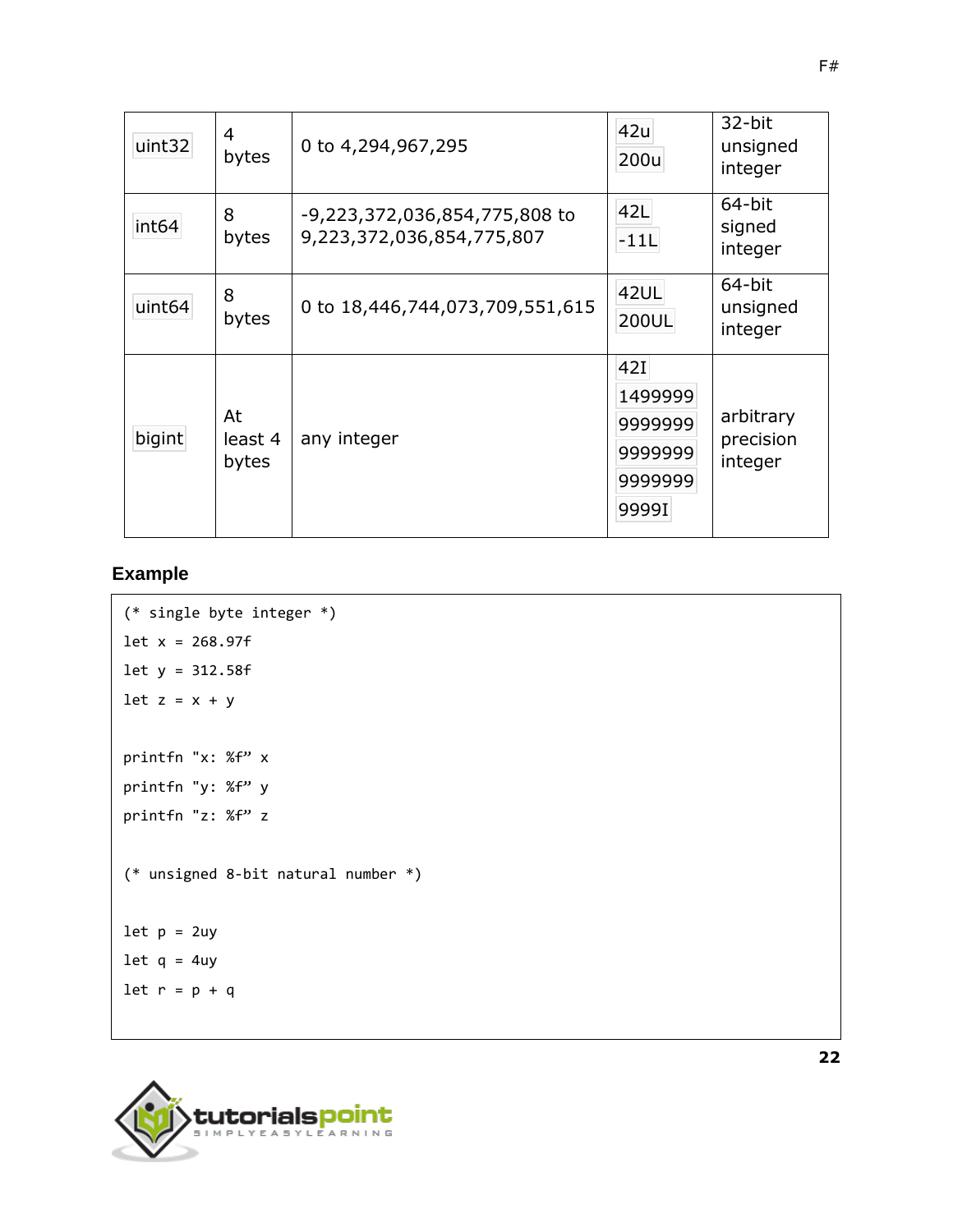| uint32 | 4 bytes | 0 to 4,294,967,295 | 42u 200u | 32-bit unsigned integer |
|---|---|---|---|---|
| int64 | 8 bytes | -9,223,372,036,854,775,808 to 9,223,372,036,854,775,807 | 42L -11L | 64-bit signed integer |
| uint64 | 8 bytes | 0 to 18,446,744,073,709,551,615 | 42UL 200UL | 64-bit unsigned integer |
| bigint | At least 4 bytes | any integer | 42I 1499999 9999999 9999999 9999999 9999I | arbitrary precision integer |

### Example

```
(* single byte integer *)
let x = 268.97f
let y = 312.58f
let z = x + y

printfn "x: %f” x
printfn "y: %f” y
printfn "z: %f” z

(* unsigned 8-bit natural number *)

let p = 2uy
let q = 4uy
let r = p + q
```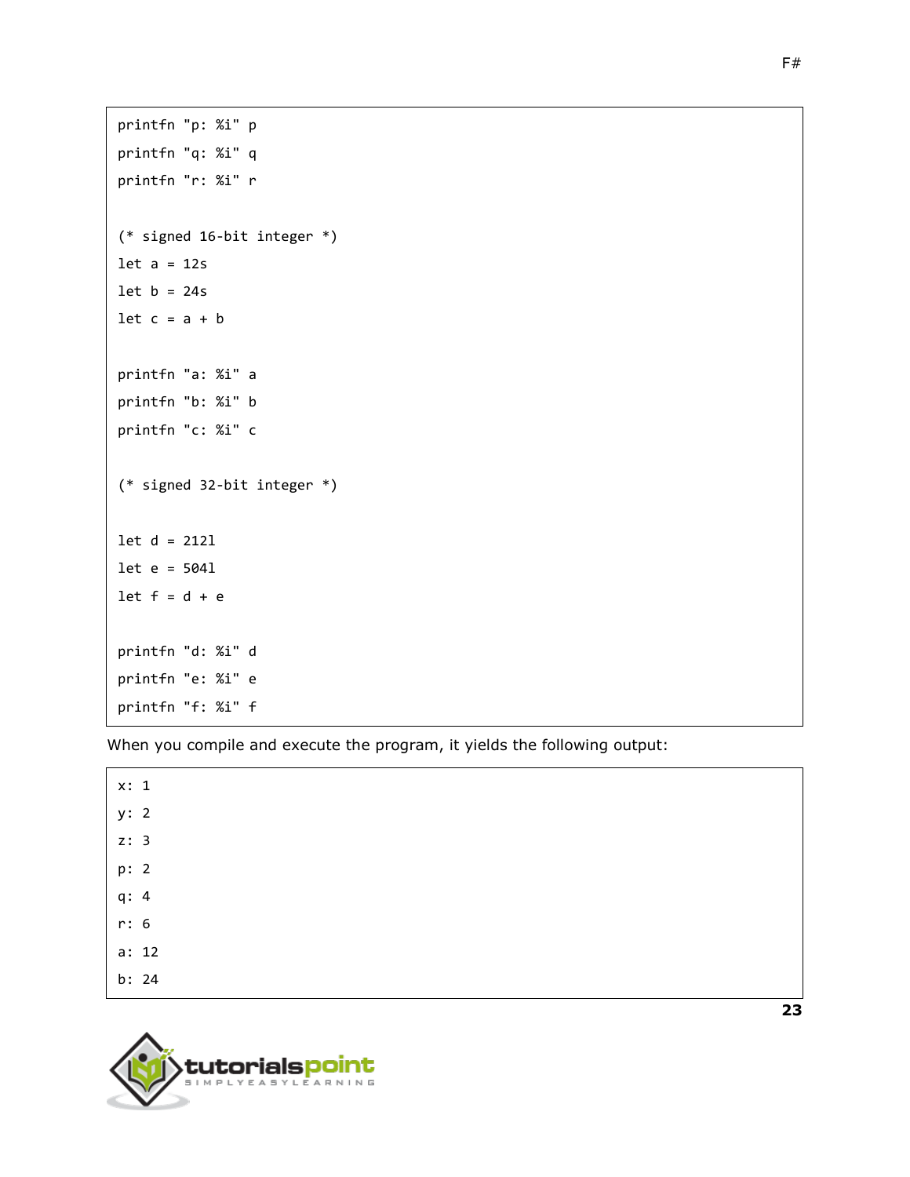```
printfn "p: %i" p
printfn "q: %i" q
printfn "r: %i" r

(* signed 16-bit integer *)
let a = 12s
let b = 24s
let c = a + b

printfn "a: %i" a
printfn "b: %i" b
printfn "c: %i" c

(* signed 32-bit integer *)

let d = 212l
let e = 504l
let f = d + e

printfn "d: %i" d
printfn "e: %i" e
printfn "f: %i" f
```

When you compile and execute the program, it yields the following output:

```
x: 1
y: 2
z: 3
p: 2
q: 4
r: 6
a: 12
b: 24
```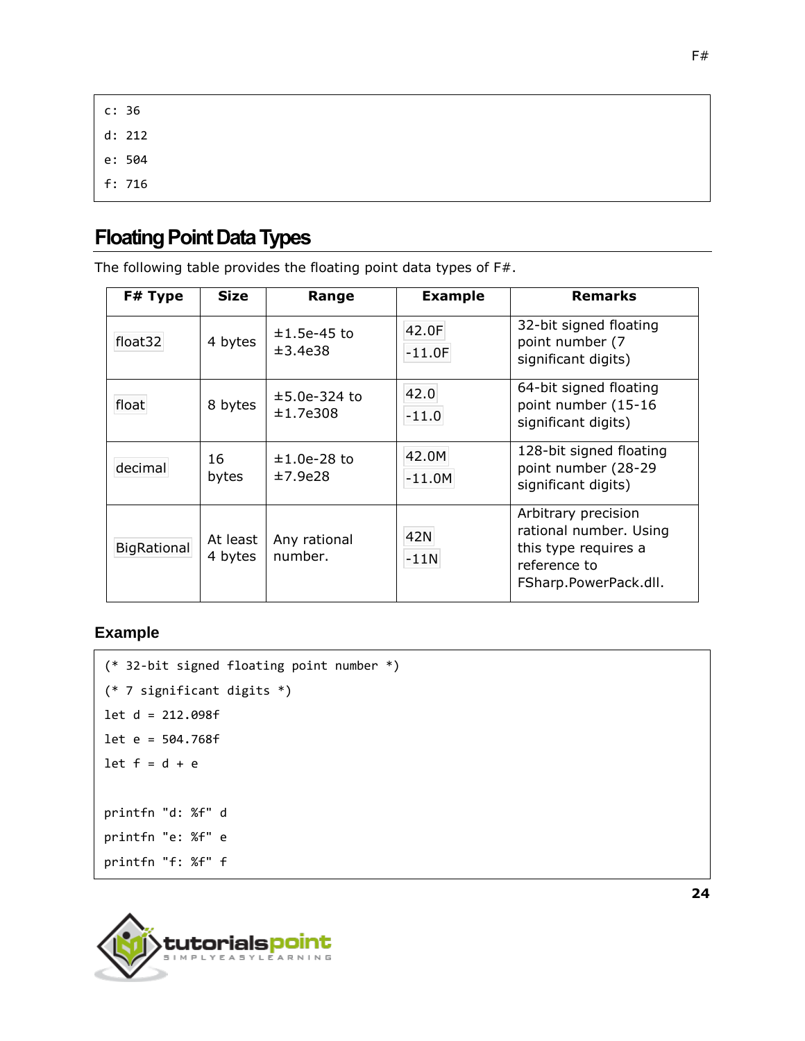```
c: 36
d: 212
e: 504
f: 716
```

## Floating Point Data Types

The following table provides the floating point data types of F#.

| F# Type | Size | Range | Example | Remarks |
|---|---|---|---|---|
| float32 | 4 bytes | ±1.5e-45 to ±3.4e38 | 42.0F<br>-11.0F | 32-bit signed floating point number (7 significant digits) |
| float | 8 bytes | ±5.0e-324 to ±1.7e308 | 42.0<br>-11.0 | 64-bit signed floating point number (15-16 significant digits) |
| decimal | 16 bytes | ±1.0e-28 to ±7.9e28 | 42.0M<br>-11.0M | 128-bit signed floating point number (28-29 significant digits) |
| BigRational | At least 4 bytes | Any rational number. | 42N<br>-11N | Arbitrary precision rational number. Using this type requires a reference to FSharp.PowerPack.dll. |

### Example

```
(* 32-bit signed floating point number *)
(* 7 significant digits *)
let d = 212.098f
let e = 504.768f
let f = d + e

printfn "d: %f" d
printfn "e: %f" e
printfn "f: %f" f
```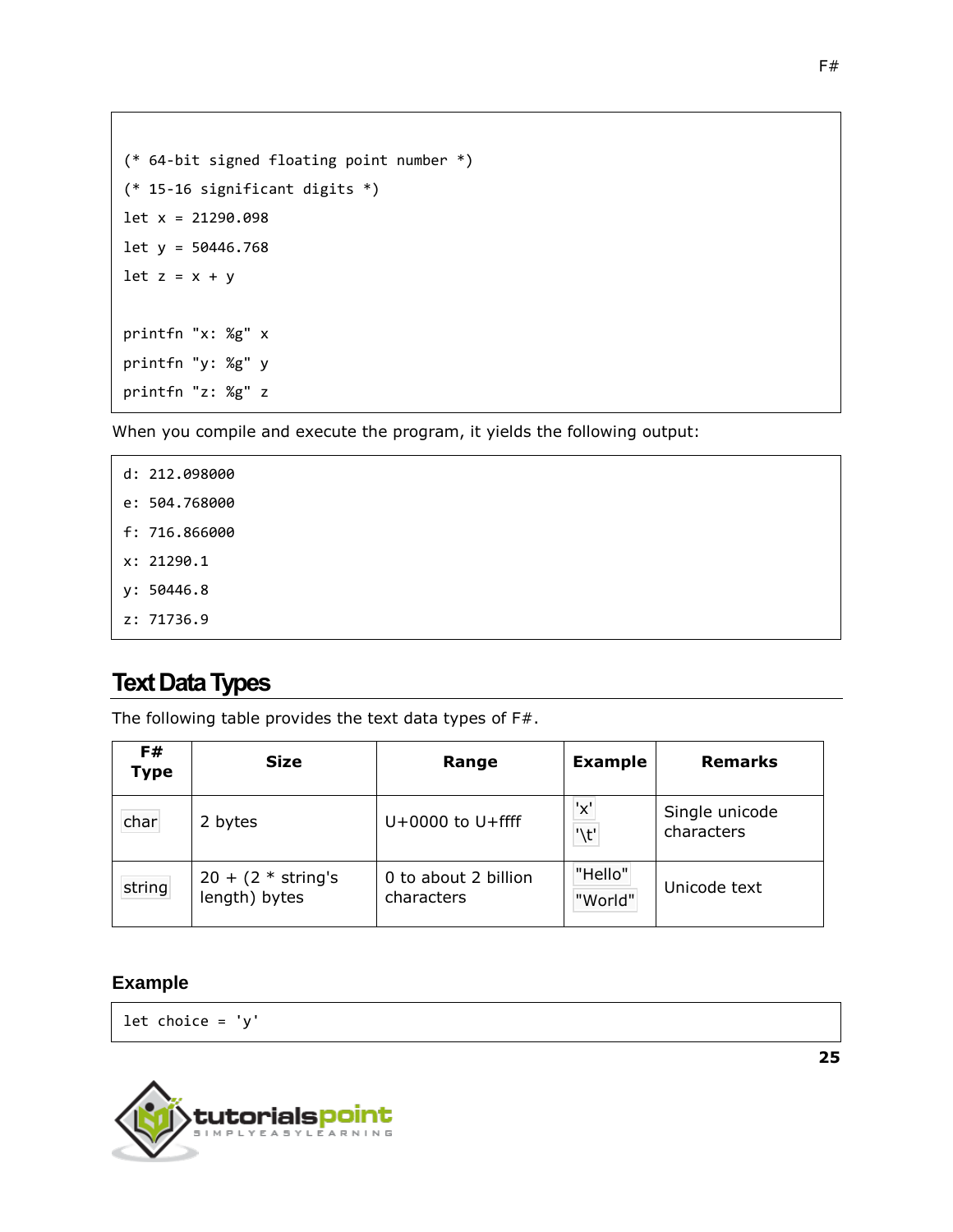```
(* 64-bit signed floating point number *)
(* 15-16 significant digits *)
let x = 21290.098
let y = 50446.768
let z = x + y

printfn "x: %g" x
printfn "y: %g" y
printfn "z: %g" z
```

When you compile and execute the program, it yields the following output:

```
d: 212.098000
e: 504.768000
f: 716.866000
x: 21290.1
y: 50446.8
z: 71736.9
```

## Text Data Types

The following table provides the text data types of F#.

| F# Type | Size | Range | Example | Remarks |
|---|---|---|---|---|
| char | 2 bytes | U+0000 to U+ffff | 'x' '\t' | Single unicode characters |
| string | 20 + (2 * string's length) bytes | 0 to about 2 billion characters | "Hello" "World" | Unicode text |

### Example

```
let choice = 'y'
```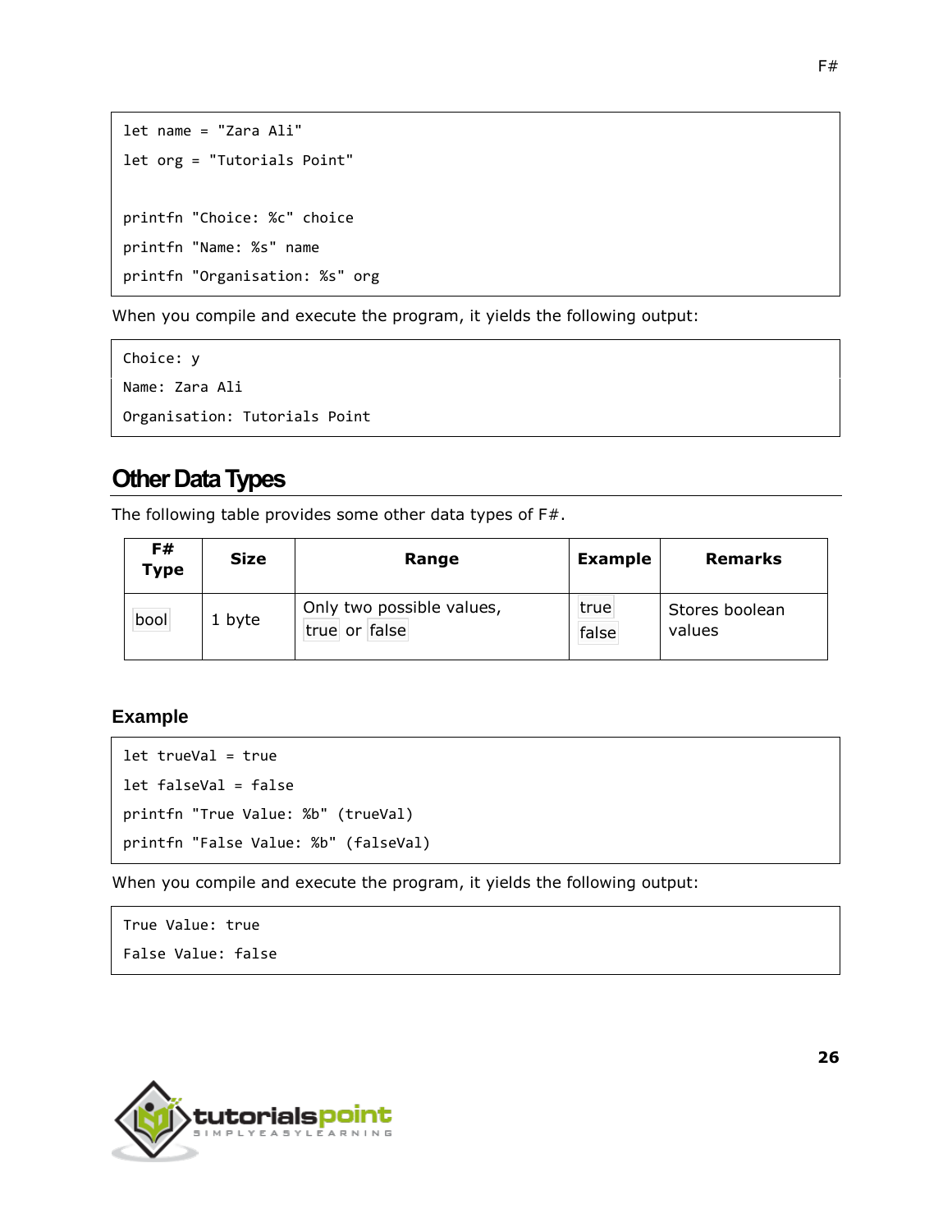```
let name = "Zara Ali"
let org = "Tutorials Point"

printfn "Choice: %c" choice
printfn "Name: %s" name
printfn "Organisation: %s" org
```

When you compile and execute the program, it yields the following output:

```
Choice: y
Name: Zara Ali
Organisation: Tutorials Point
```

## Other Data Types

The following table provides some other data types of F#.

| F# Type | Size | Range | Example | Remarks |
|---|---|---|---|---|
| bool | 1 byte | Only two possible values, true or false | true<br>false | Stores boolean values |

### Example

```
let trueVal = true
let falseVal = false
printfn "True Value: %b" (trueVal)
printfn "False Value: %b" (falseVal)
```

When you compile and execute the program, it yields the following output:

```
True Value: true
False Value: false
```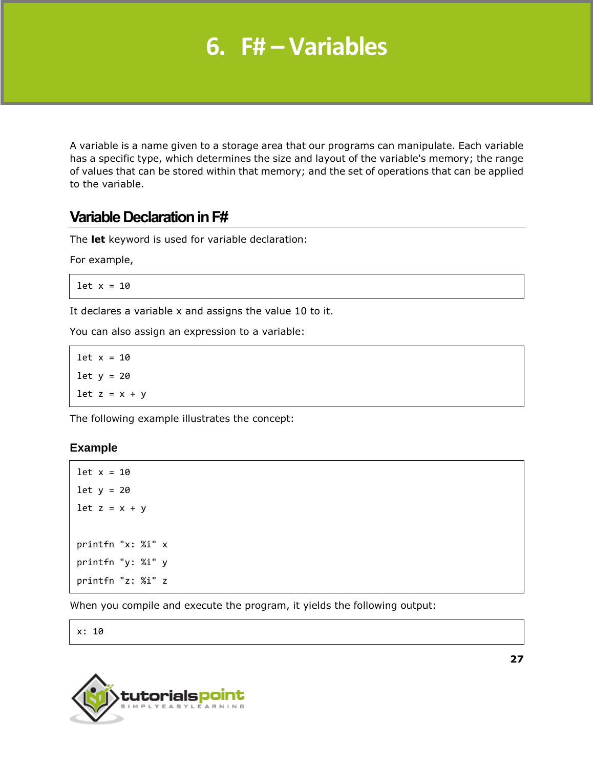# 6. F# – Variables

A variable is a name given to a storage area that our programs can manipulate. Each variable has a specific type, which determines the size and layout of the variable's memory; the range of values that can be stored within that memory; and the set of operations that can be applied to the variable.

## Variable Declaration in F#

The **let** keyword is used for variable declaration:

For example,

```
let x = 10
```

It declares a variable x and assigns the value 10 to it.

You can also assign an expression to a variable:

```
let x = 10
let y = 20
let z = x + y
```

The following example illustrates the concept:

### Example

```
let x = 10
let y = 20
let z = x + y

printfn "x: %i" x
printfn "y: %i" y
printfn "z: %i" z
```

When you compile and execute the program, it yields the following output:

```
x: 10
```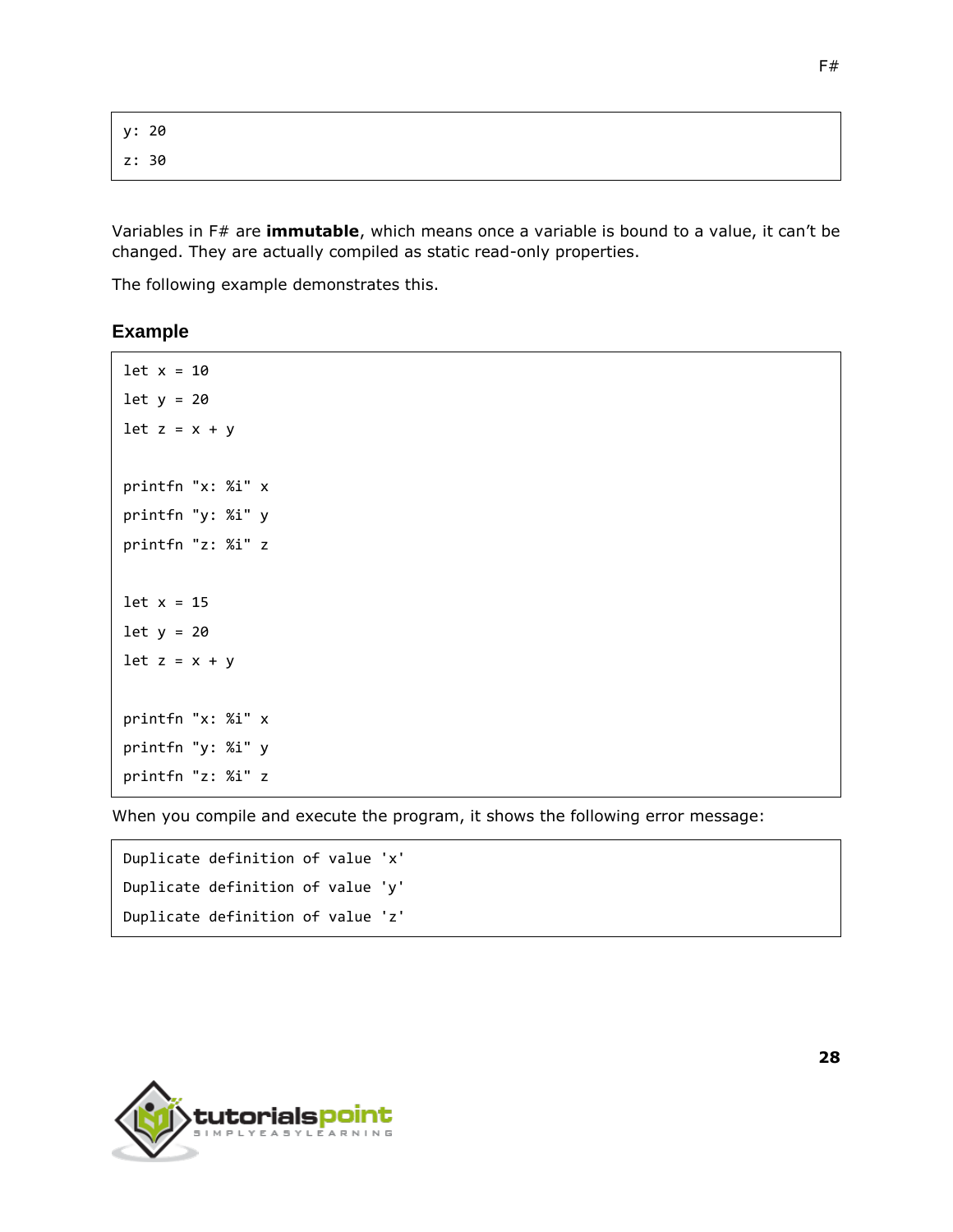```
y: 20
z: 30
```

Variables in F# are **immutable**, which means once a variable is bound to a value, it can't be changed. They are actually compiled as static read-only properties.

The following example demonstrates this.

### Example

```
let x = 10
let y = 20
let z = x + y

printfn "x: %i" x
printfn "y: %i" y
printfn "z: %i" z

let x = 15
let y = 20
let z = x + y

printfn "x: %i" x
printfn "y: %i" y
printfn "z: %i" z
```

When you compile and execute the program, it shows the following error message:

```
Duplicate definition of value 'x'
Duplicate definition of value 'y'
Duplicate definition of value 'z'
```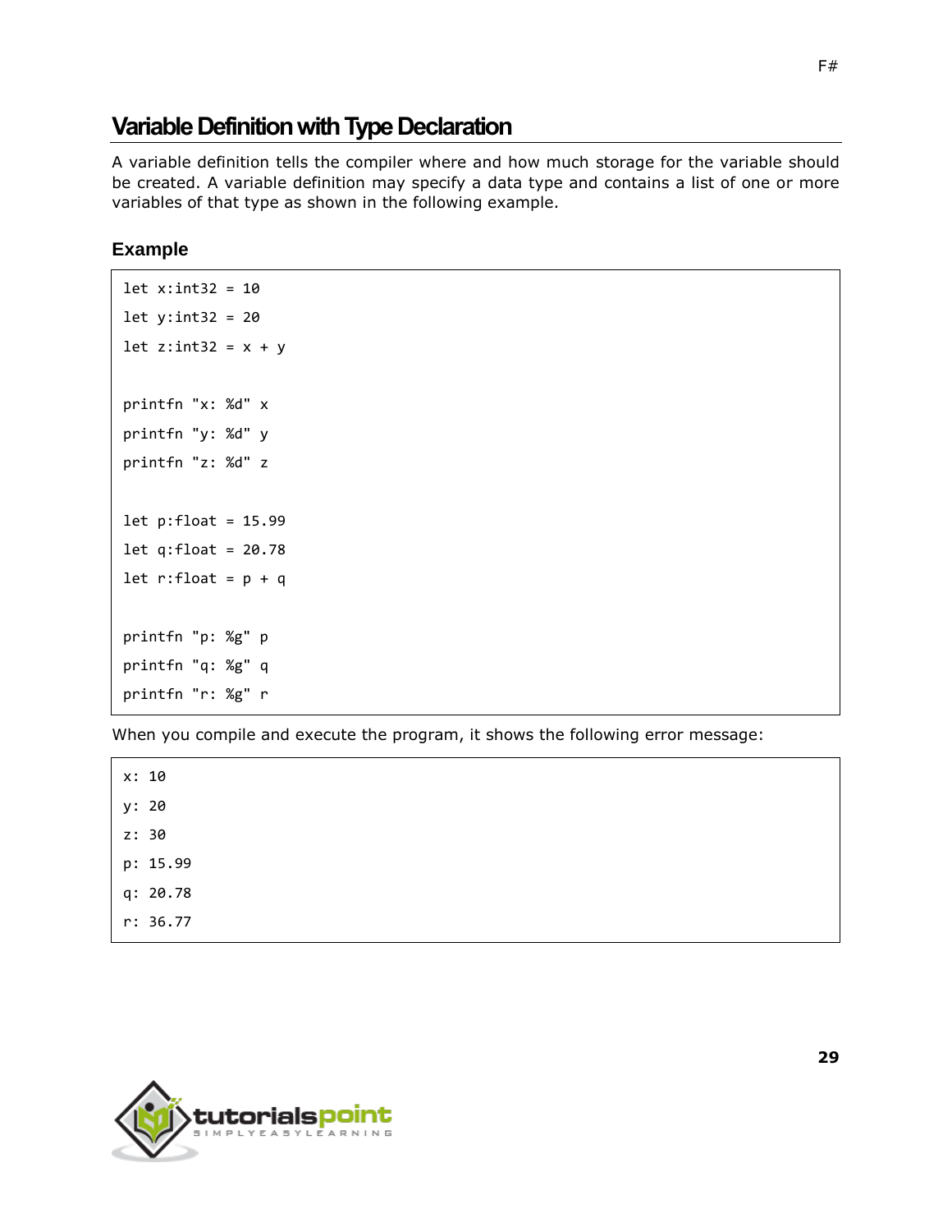## Variable Definition with Type Declaration

A variable definition tells the compiler where and how much storage for the variable should be created. A variable definition may specify a data type and contains a list of one or more variables of that type as shown in the following example.

### Example

```
let x:int32 = 10
let y:int32 = 20
let z:int32 = x + y

printfn "x: %d" x
printfn "y: %d" y
printfn "z: %d" z

let p:float = 15.99
let q:float = 20.78
let r:float = p + q

printfn "p: %g" p
printfn "q: %g" q
printfn "r: %g" r
```

When you compile and execute the program, it shows the following error message:

```
x: 10
y: 20
z: 30
p: 15.99
q: 20.78
r: 36.77
```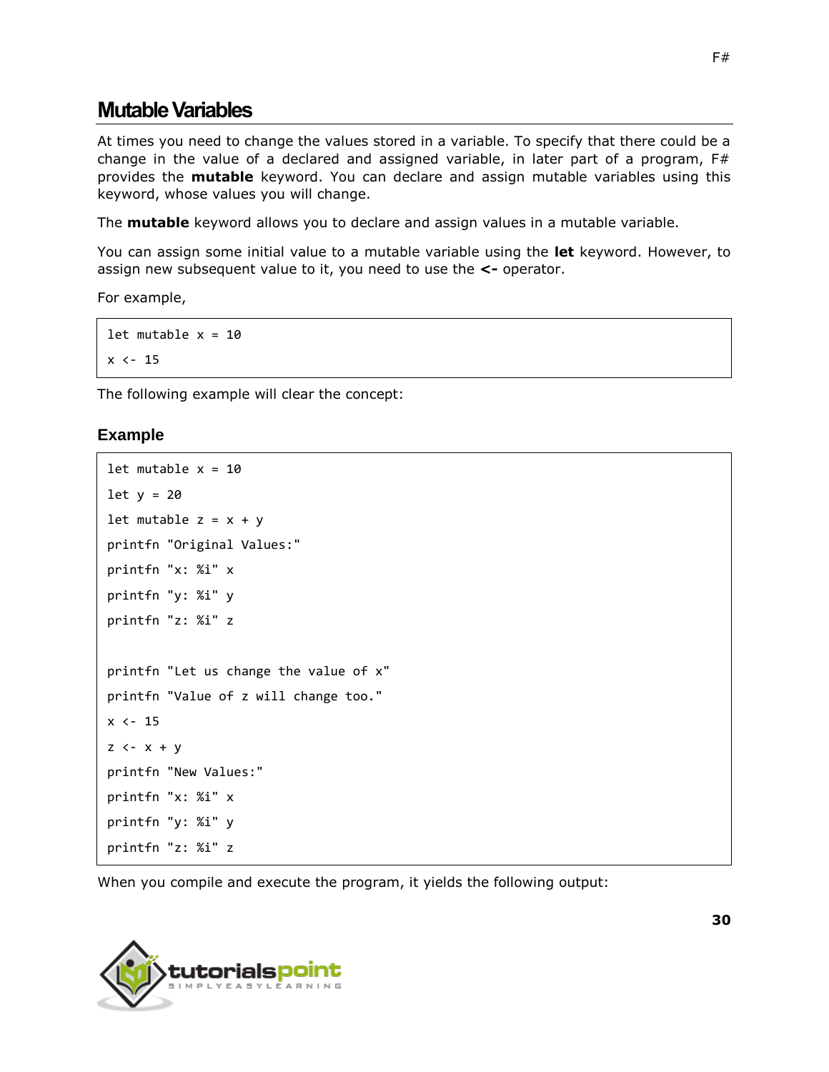## Mutable Variables

At times you need to change the values stored in a variable. To specify that there could be a change in the value of a declared and assigned variable, in later part of a program, F# provides the **mutable** keyword. You can declare and assign mutable variables using this keyword, whose values you will change.

The **mutable** keyword allows you to declare and assign values in a mutable variable.

You can assign some initial value to a mutable variable using the **let** keyword. However, to assign new subsequent value to it, you need to use the **<-** operator.

For example,

```
let mutable x = 10
x <- 15
```

The following example will clear the concept:

### Example

```
let mutable x = 10
let y = 20
let mutable z = x + y
printfn "Original Values:"
printfn "x: %i" x
printfn "y: %i" y
printfn "z: %i" z

printfn "Let us change the value of x"
printfn "Value of z will change too."
x <- 15
z <- x + y
printfn "New Values:"
printfn "x: %i" x
printfn "y: %i" y
printfn "z: %i" z
```

When you compile and execute the program, it yields the following output: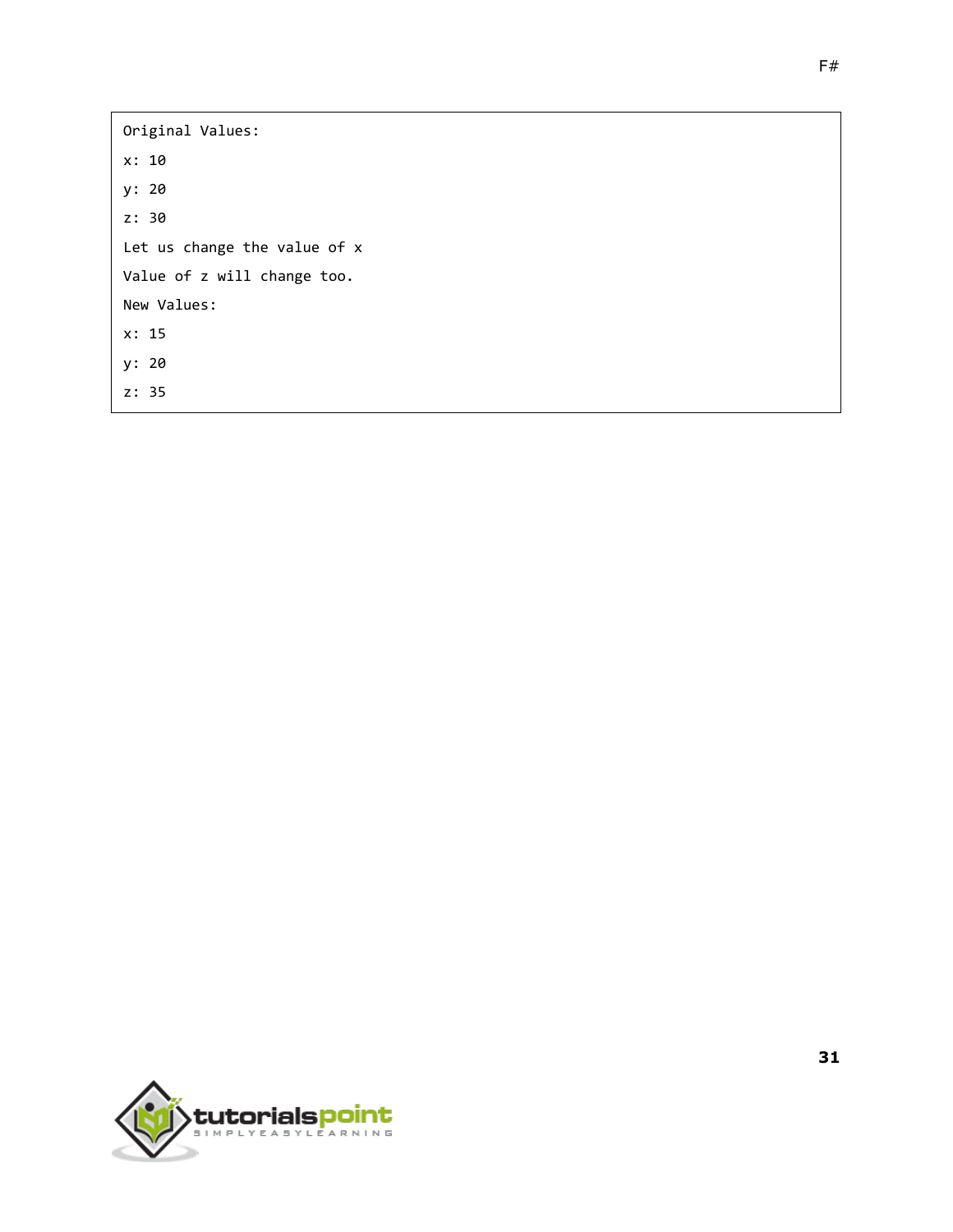```
Original Values:
x: 10
y: 20
z: 30
Let us change the value of x
Value of z will change too.
New Values:
x: 15
y: 20
z: 35
```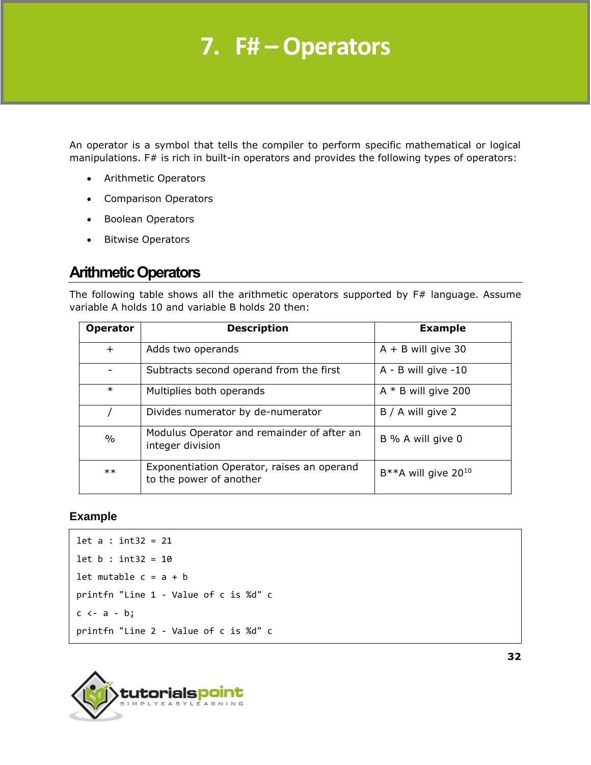# 7. F# – Operators

An operator is a symbol that tells the compiler to perform specific mathematical or logical manipulations. F# is rich in built-in operators and provides the following types of operators:

- Arithmetic Operators
- Comparison Operators
- Boolean Operators
- Bitwise Operators

## Arithmetic Operators

The following table shows all the arithmetic operators supported by F# language. Assume variable A holds 10 and variable B holds 20 then:

| Operator | Description | Example |
|---|---|---|
| + | Adds two operands | A + B will give 30 |
| - | Subtracts second operand from the first | A - B will give -10 |
| * | Multiplies both operands | A * B will give 200 |
| / | Divides numerator by de-numerator | B / A will give 2 |
| % | Modulus Operator and remainder of after an integer division | B % A will give 0 |
| ** | Exponentiation Operator, raises an operand to the power of another | B**A will give $20^{10}$ |

### Example

```
let a : int32 = 21
let b : int32 = 10
let mutable c = a + b
printfn "Line 1 - Value of c is %d" c
c <- a - b;
printfn "Line 2 - Value of c is %d" c
```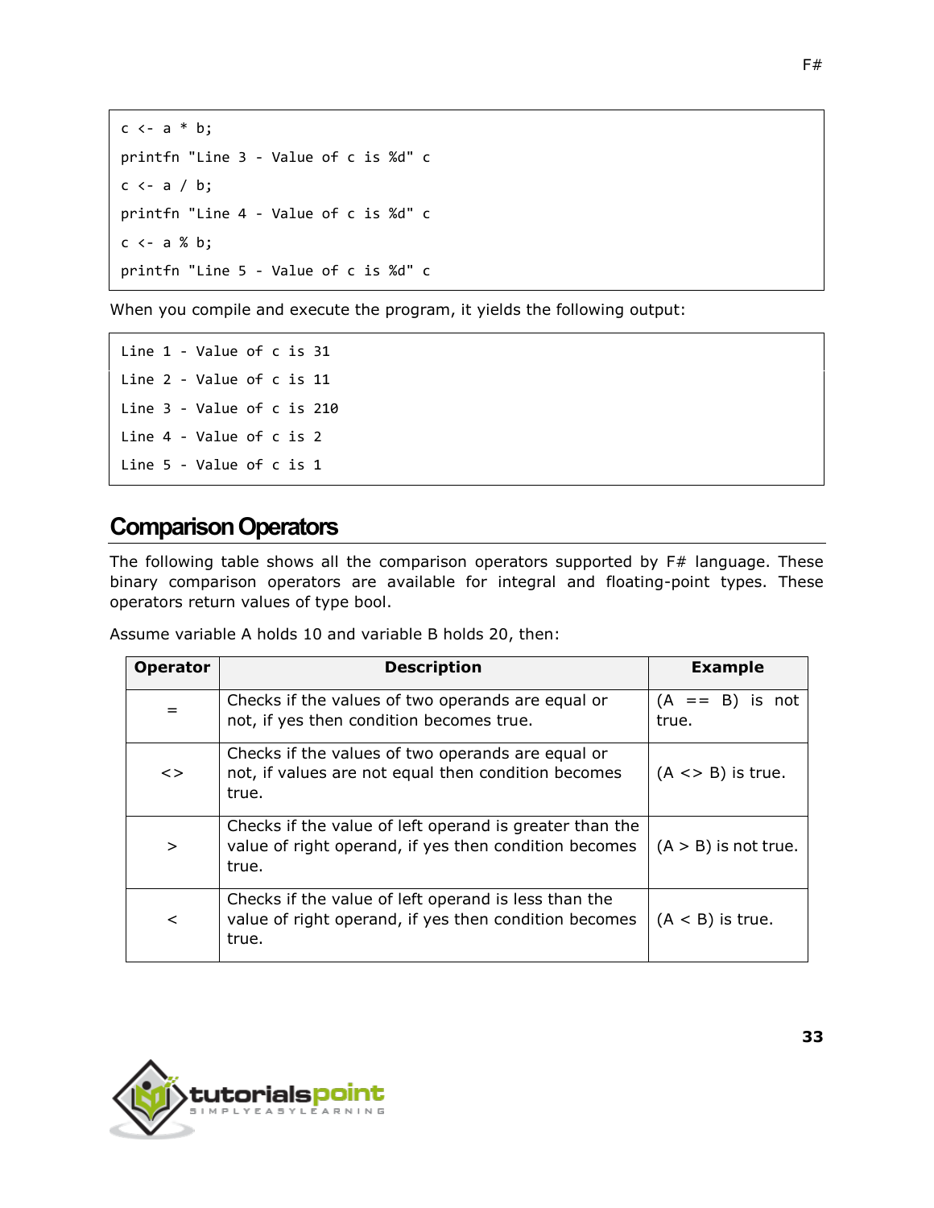```
c <- a * b;
printfn "Line 3 - Value of c is %d" c
c <- a / b;
printfn "Line 4 - Value of c is %d" c
c <- a % b;
printfn "Line 5 - Value of c is %d" c
```

When you compile and execute the program, it yields the following output:

```
Line 1 - Value of c is 31
Line 2 - Value of c is 11
Line 3 - Value of c is 210
Line 4 - Value of c is 2
Line 5 - Value of c is 1
```

## Comparison Operators

The following table shows all the comparison operators supported by F# language. These binary comparison operators are available for integral and floating-point types. These operators return values of type bool.

Assume variable A holds 10 and variable B holds 20, then:

| Operator | Description | Example |
|---|---|---|
| = | Checks if the values of two operands are equal or not, if yes then condition becomes true. | (A == B) is not true. |
| <> | Checks if the values of two operands are equal or not, if values are not equal then condition becomes true. | (A <> B) is true. |
| > | Checks if the value of left operand is greater than the value of right operand, if yes then condition becomes true. | (A > B) is not true. |
| < | Checks if the value of left operand is less than the value of right operand, if yes then condition becomes true. | (A < B) is true. |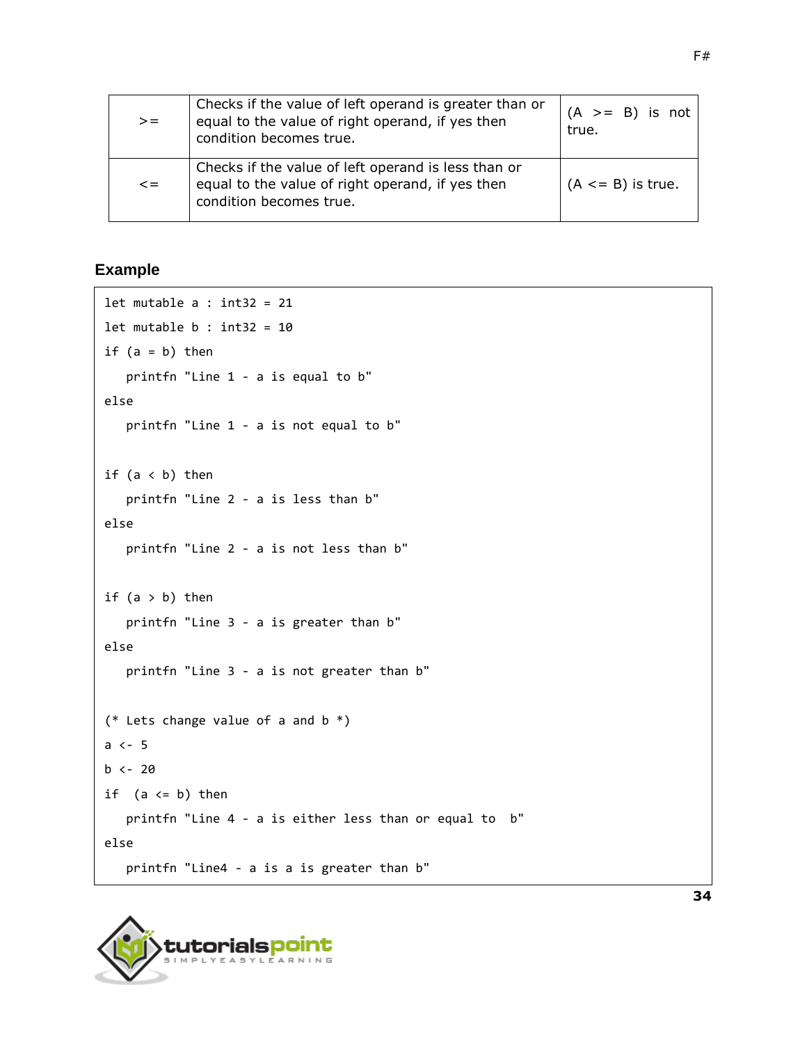| >= | Checks if the value of left operand is greater than or equal to the value of right operand, if yes then condition becomes true. | (A >= B) is not true. |
|---|---|---|
| <= | Checks if the value of left operand is less than or equal to the value of right operand, if yes then condition becomes true. | (A <= B) is true. |

### Example

```
let mutable a : int32 = 21
let mutable b : int32 = 10
if (a = b) then
   printfn "Line 1 - a is equal to b"
else
   printfn "Line 1 - a is not equal to b"

if (a < b) then
   printfn "Line 2 - a is less than b"
else
   printfn "Line 2 - a is not less than b"

if (a > b) then
   printfn "Line 3 - a is greater than b"
else
   printfn "Line 3 - a is not greater than b"

(* Lets change value of a and b *)
a <- 5
b <- 20
if  (a <= b) then
   printfn "Line 4 - a is either less than or equal to  b"
else
   printfn "Line4 - a is a is greater than b"
```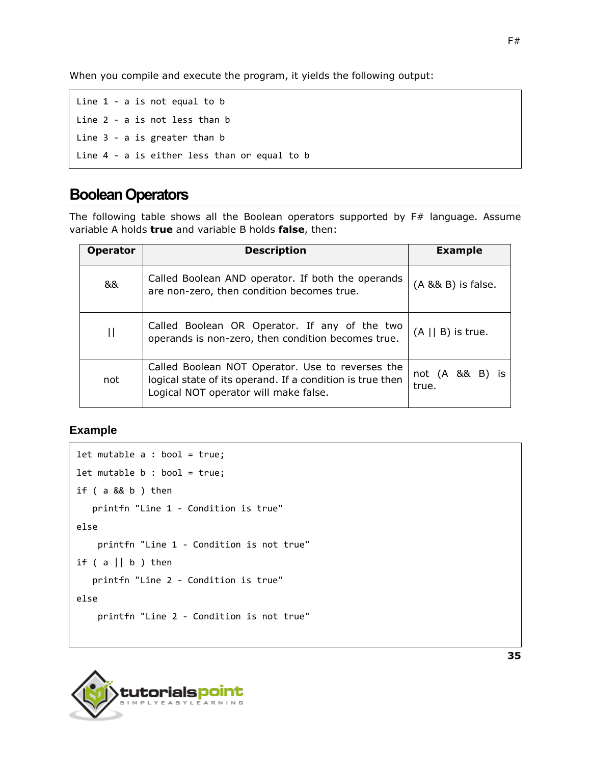When you compile and execute the program, it yields the following output:

```
Line 1 - a is not equal to b
Line 2 - a is not less than b
Line 3 - a is greater than b
Line 4 - a is either less than or equal to b
```

## Boolean Operators

The following table shows all the Boolean operators supported by F# language. Assume variable A holds **true** and variable B holds **false**, then:

| Operator | Description | Example |
|---|---|---|
| && | Called Boolean AND operator. If both the operands are non-zero, then condition becomes true. | (A && B) is false. |
| \|\| | Called Boolean OR Operator. If any of the two operands is non-zero, then condition becomes true. | (A \|\| B) is true. |
| not | Called Boolean NOT Operator. Use to reverses the logical state of its operand. If a condition is true then Logical NOT operator will make false. | not (A && B) is true. |

### Example

```
let mutable a : bool = true;
let mutable b : bool = true;
if ( a && b ) then
   printfn "Line 1 - Condition is true"
else
    printfn "Line 1 - Condition is not true"
if ( a || b ) then
   printfn "Line 2 - Condition is true"
else
    printfn "Line 2 - Condition is not true"
```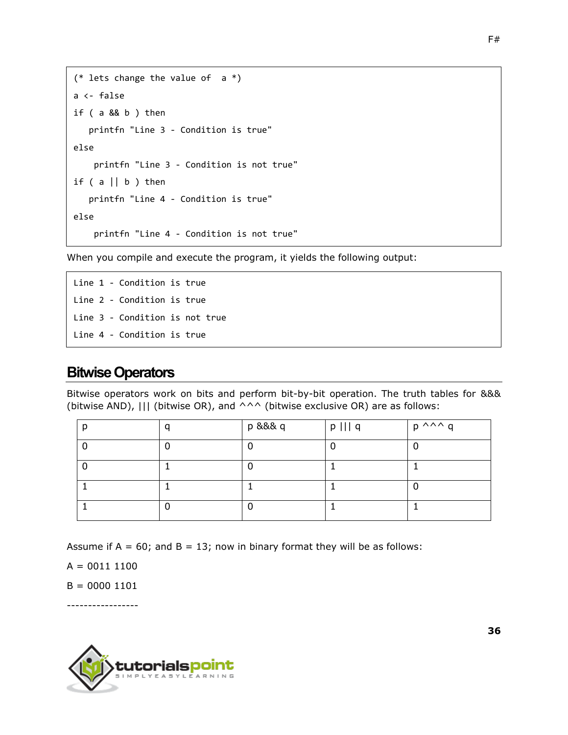```
(* lets change the value of  a *)
a <- false
if ( a && b ) then
   printfn "Line 3 - Condition is true"
else
    printfn "Line 3 - Condition is not true"
if ( a || b ) then
   printfn "Line 4 - Condition is true"
else
    printfn "Line 4 - Condition is not true"
```

When you compile and execute the program, it yields the following output:

```
Line 1 - Condition is true
Line 2 - Condition is true
Line 3 - Condition is not true
Line 4 - Condition is true
```

## Bitwise Operators

Bitwise operators work on bits and perform bit-by-bit operation. The truth tables for &&& (bitwise AND), ||| (bitwise OR), and ^^^ (bitwise exclusive OR) are as follows:

| p | q | p &&& q | p ||| q | p ^^^ q |
|---|---|---|---|---|
| 0 | 0 | 0 | 0 | 0 |
| 0 | 1 | 0 | 1 | 1 |
| 1 | 1 | 1 | 1 | 0 |
| 1 | 0 | 0 | 1 | 1 |

Assume if A = 60; and B = 13; now in binary format they will be as follows:

A = 0011 1100

B = 0000 1101

-----------------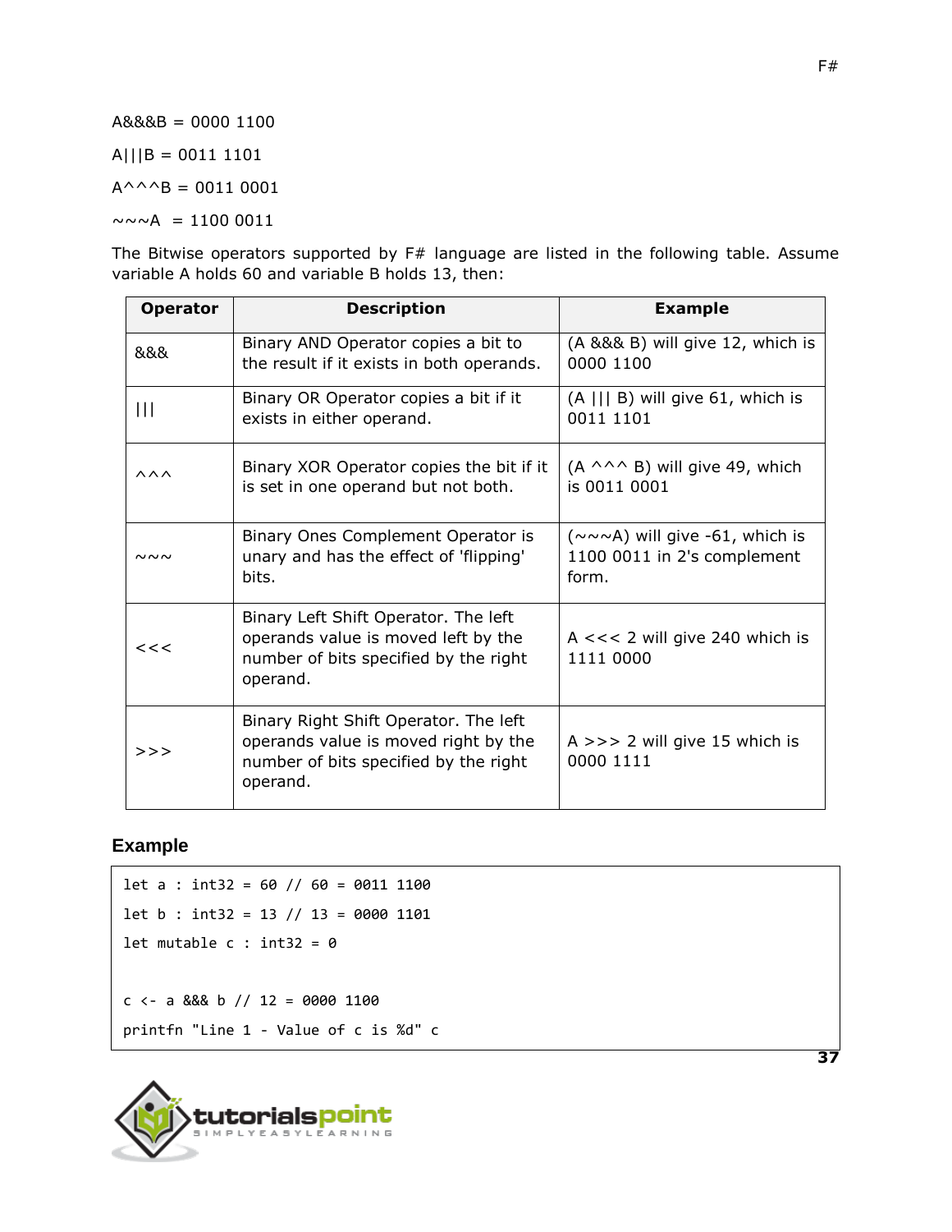A&&&B = 0000 1100

A|||B = 0011 1101

A^^^B = 0011 0001

~~~A  = 1100 0011

The Bitwise operators supported by F# language are listed in the following table. Assume variable A holds 60 and variable B holds 13, then:

| Operator | Description | Example |
|---|---|---|
| &&& | Binary AND Operator copies a bit to the result if it exists in both operands. | (A &&& B) will give 12, which is 0000 1100 |
| \|\|\| | Binary OR Operator copies a bit if it exists in either operand. | (A \|\|\| B) will give 61, which is 0011 1101 |
| ^^^ | Binary XOR Operator copies the bit if it is set in one operand but not both. | (A ^^^ B) will give 49, which is 0011 0001 |
| ~~~ | Binary Ones Complement Operator is unary and has the effect of 'flipping' bits. | (~~~A) will give -61, which is 1100 0011 in 2's complement form. |
| <<< | Binary Left Shift Operator. The left operands value is moved left by the number of bits specified by the right operand. | A <<< 2 will give 240 which is 1111 0000 |
| >>> | Binary Right Shift Operator. The left operands value is moved right by the number of bits specified by the right operand. | A >>> 2 will give 15 which is 0000 1111 |

### Example

```
let a : int32 = 60 // 60 = 0011 1100
let b : int32 = 13 // 13 = 0000 1101
let mutable c : int32 = 0

c <- a &&& b // 12 = 0000 1100
printfn "Line 1 - Value of c is %d" c
```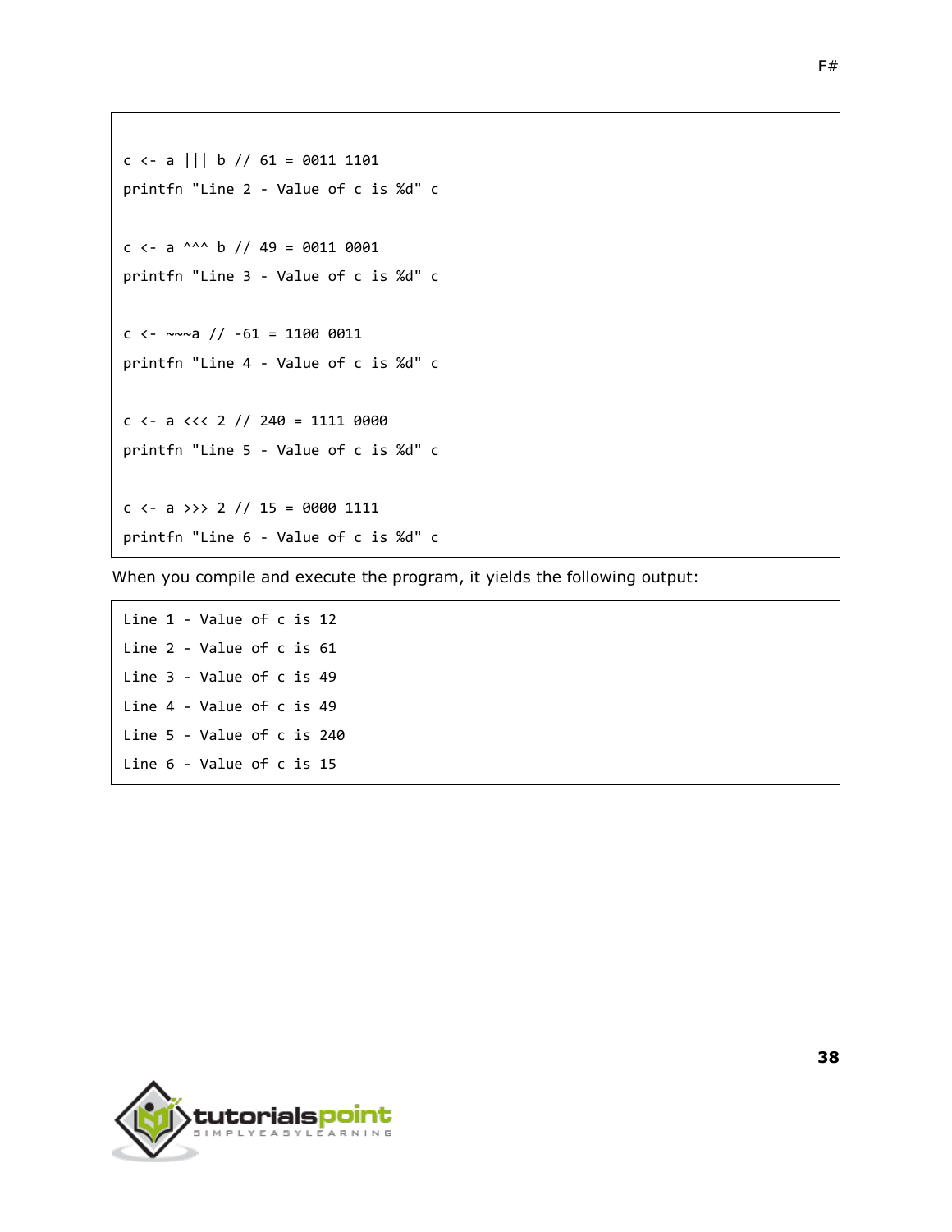```
c <- a ||| b // 61 = 0011 1101
printfn "Line 2 - Value of c is %d" c

c <- a ^^^ b // 49 = 0011 0001
printfn "Line 3 - Value of c is %d" c

c <- ~~~a // -61 = 1100 0011
printfn "Line 4 - Value of c is %d" c

c <- a <<< 2 // 240 = 1111 0000
printfn "Line 5 - Value of c is %d" c

c <- a >>> 2 // 15 = 0000 1111
printfn "Line 6 - Value of c is %d" c
```

When you compile and execute the program, it yields the following output:

```
Line 1 - Value of c is 12
Line 2 - Value of c is 61
Line 3 - Value of c is 49
Line 4 - Value of c is 49
Line 5 - Value of c is 240
Line 6 - Value of c is 15
```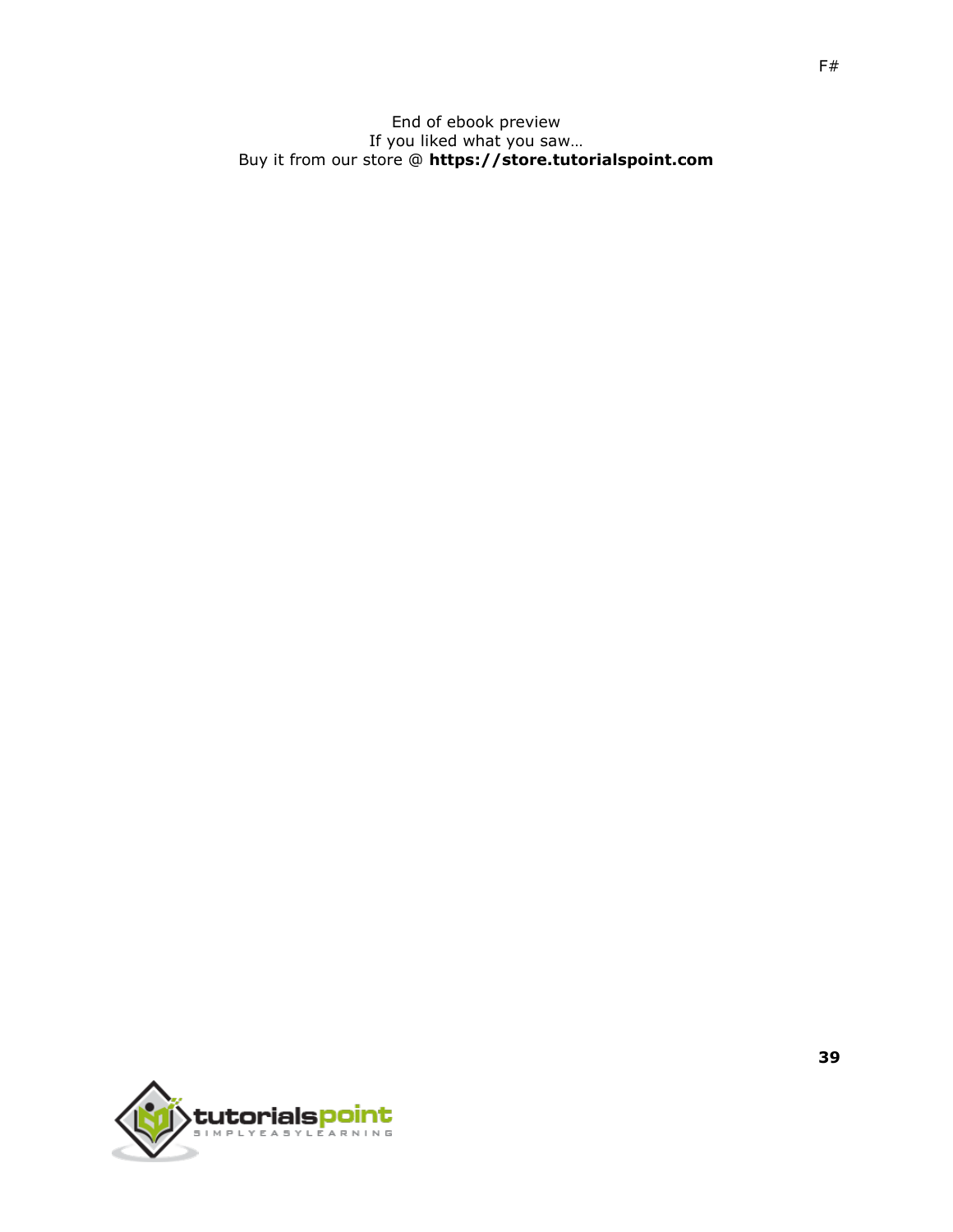End of ebook preview
If you liked what you saw…
Buy it from our store @ **https://store.tutorialspoint.com**